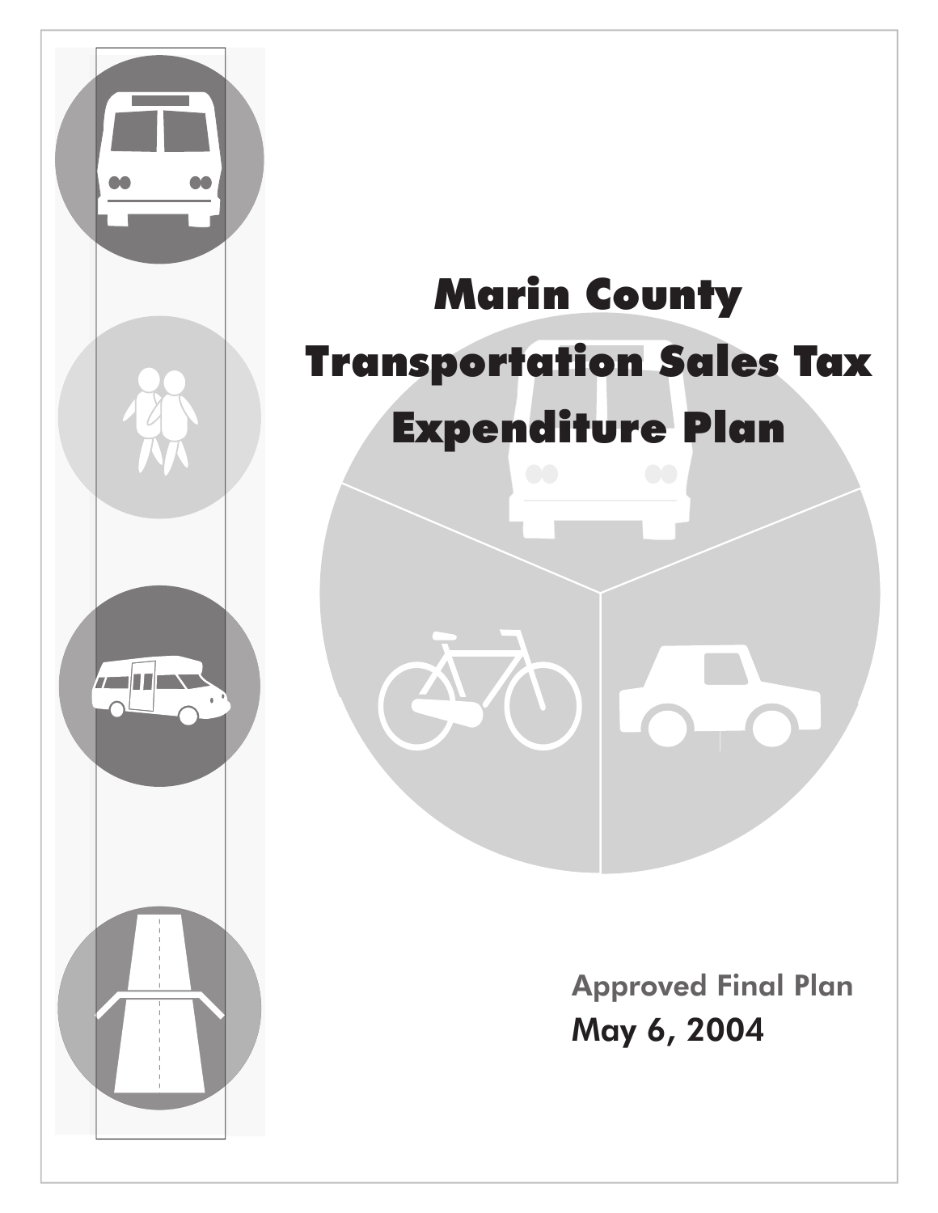# Marin County Transportation Sales Tax Expenditure Plan

Approved Final Plan

May 6, 2004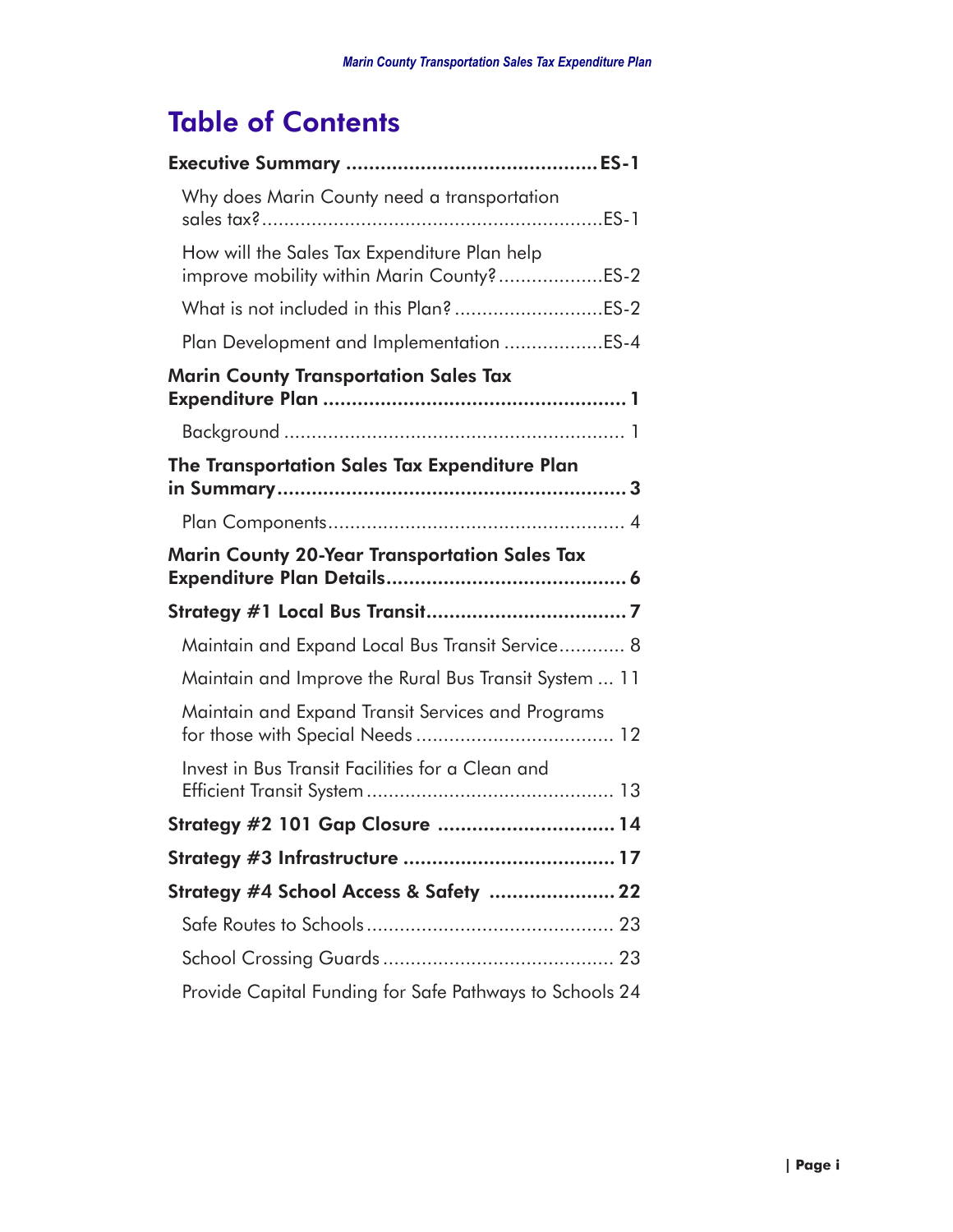# Table of Contents

**Executive Summary ........................................... ES-1**

- Why does Marin County need a transportation sales tax? ........................................... ES-1
- How will the Sales Tax Expenditure Plan help improve mobility within Marin County? ................... ES-2
- What is not included in this Plan? ........................... ES-2
- Plan Development and Implementation .................. ES-4

**Marin County Transportation Sales Tax Expenditure Plan .................................................... 1**

- Background ............................................................. 1

**The Transportation Sales Tax Expenditure Plan in Summary ............................................................ 3**

- Plan Components ..................................................... 4

**Marin County 20-Year Transportation Sales Tax Expenditure Plan Details ......................................... 6**

**Strategy #1 Local Bus Transit .................................. 7**

- Maintain and Expand Local Bus Transit Service ............ 8
- Maintain and Improve the Rural Bus Transit System ... 11
- Maintain and Expand Transit Services and Programs for those with Special Needs .................................... 12
- Invest in Bus Transit Facilities for a Clean and Efficient Transit System ............................................. 13

**Strategy #2 101 Gap Closure ............................... 14**

**Strategy #3 Infrastructure ..................................... 17**

**Strategy #4 School Access & Safety ...................... 22**

- Safe Routes to Schools ............................................. 23
- School Crossing Guards ........................................... 23
- Provide Capital Funding for Safe Pathways to Schools 24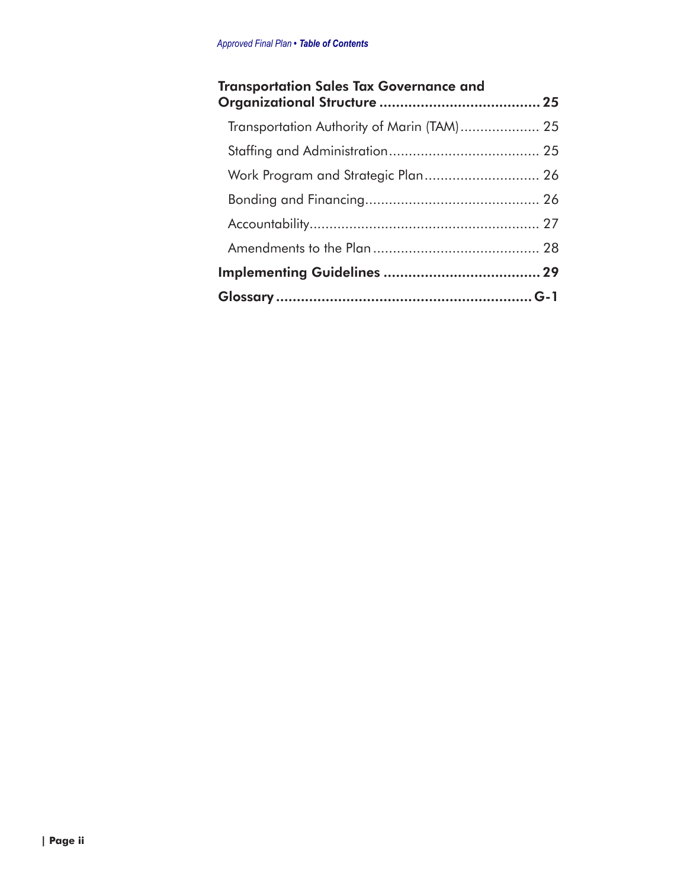**Transportation Sales Tax Governance and Organizational Structure .......................................... 25**

Transportation Authority of Marin (TAM).................... 25

Staffing and Administration...................................... 25

Work Program and Strategic Plan............................. 26

Bonding and Financing............................................ 26

Accountability.......................................................... 27

Amendments to the Plan.......................................... 28

**Implementing Guidelines ...................................... 29**

**Glossary .............................................................. G-1**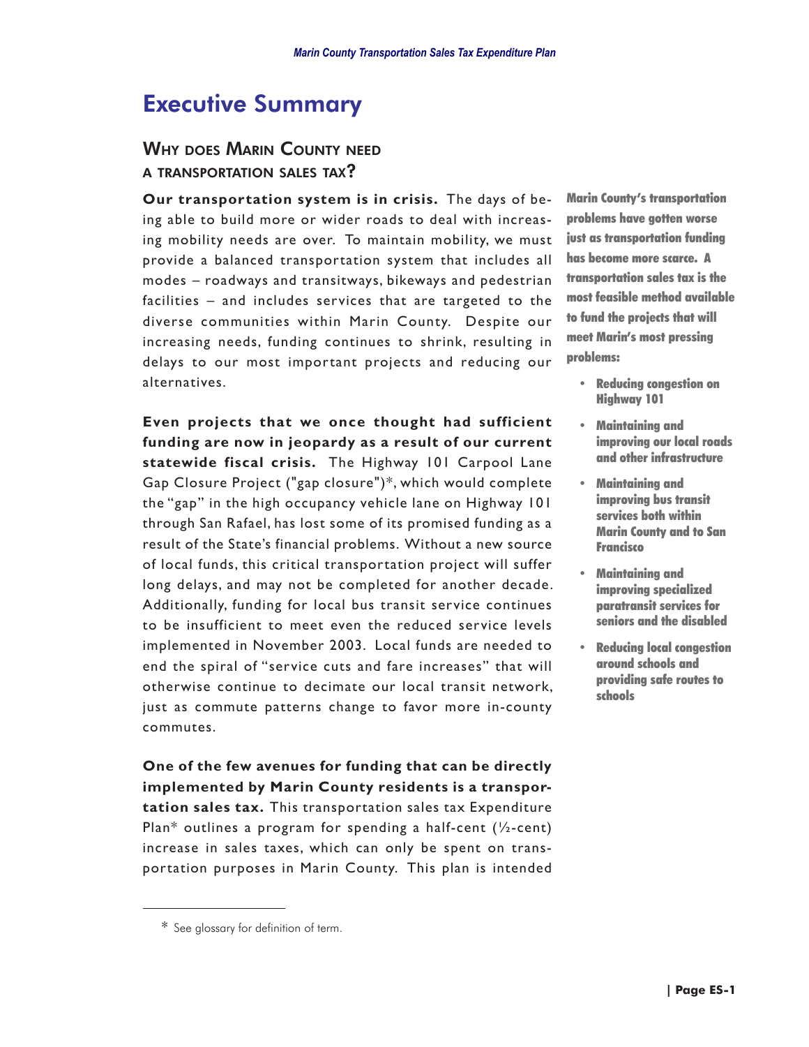# Executive Summary

## Why does Marin County need a transportation sales tax?

**Our transportation system is in crisis.** The days of being able to build more or wider roads to deal with increasing mobility needs are over. To maintain mobility, we must provide a balanced transportation system that includes all modes – roadways and transitways, bikeways and pedestrian facilities – and includes services that are targeted to the diverse communities within Marin County. Despite our increasing needs, funding continues to shrink, resulting in delays to our most important projects and reducing our alternatives.

**Even projects that we once thought had sufficient funding are now in jeopardy as a result of our current statewide fiscal crisis.** The Highway 101 Carpool Lane Gap Closure Project ("gap closure")*, which would complete the "gap" in the high occupancy vehicle lane on Highway 101 through San Rafael, has lost some of its promised funding as a result of the State's financial problems. Without a new source of local funds, this critical transportation project will suffer long delays, and may not be completed for another decade. Additionally, funding for local bus transit service continues to be insufficient to meet even the reduced service levels implemented in November 2003. Local funds are needed to end the spiral of "service cuts and fare increases" that will otherwise continue to decimate our local transit network, just as commute patterns change to favor more in-county commutes.

**One of the few avenues for funding that can be directly implemented by Marin County residents is a transportation sales tax.** This transportation sales tax Expenditure Plan* outlines a program for spending a half-cent (½-cent) increase in sales taxes, which can only be spent on transportation purposes in Marin County. This plan is intended

**Marin County's transportation problems have gotten worse just as transportation funding has become more scarce. A transportation sales tax is the most feasible method available to fund the projects that will meet Marin's most pressing problems:**

- **Reducing congestion on Highway 101**
- **Maintaining and improving our local roads and other infrastructure**
- **Maintaining and improving bus transit services both within Marin County and to San Francisco**
- **Maintaining and improving specialized paratransit services for seniors and the disabled**
- **Reducing local congestion around schools and providing safe routes to schools**

\* See glossary for definition of term.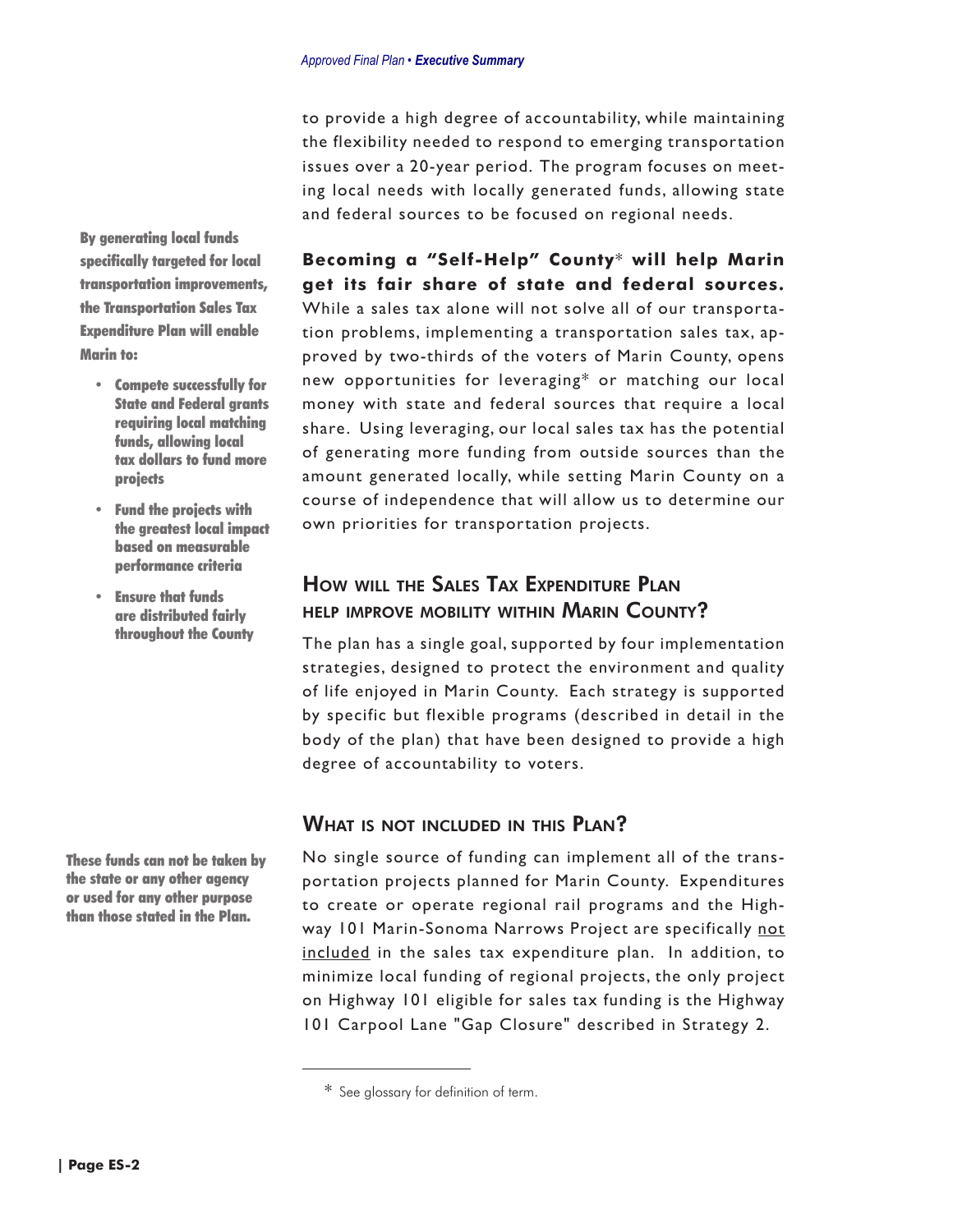to provide a high degree of accountability, while maintaining the flexibility needed to respond to emerging transportation issues over a 20-year period. The program focuses on meeting local needs with locally generated funds, allowing state and federal sources to be focused on regional needs.

**By generating local funds specifically targeted for local transportation improvements, the Transportation Sales Tax Expenditure Plan will enable Marin to:**

- **Compete successfully for State and Federal grants requiring local matching funds, allowing local tax dollars to fund more projects**
- **Fund the projects with the greatest local impact based on measurable performance criteria**
- **Ensure that funds are distributed fairly throughout the County**

**Becoming a "Self-Help" County* will help Marin get its fair share of state and federal sources.** While a sales tax alone will not solve all of our transportation problems, implementing a transportation sales tax, approved by two-thirds of the voters of Marin County, opens new opportunities for leveraging* or matching our local money with state and federal sources that require a local share. Using leveraging, our local sales tax has the potential of generating more funding from outside sources than the amount generated locally, while setting Marin County on a course of independence that will allow us to determine our own priorities for transportation projects.

## How will the Sales Tax Expenditure Plan help improve mobility within Marin County?

The plan has a single goal, supported by four implementation strategies, designed to protect the environment and quality of life enjoyed in Marin County. Each strategy is supported by specific but flexible programs (described in detail in the body of the plan) that have been designed to provide a high degree of accountability to voters.

## What is not included in this Plan?

**These funds can not be taken by the state or any other agency or used for any other purpose than those stated in the Plan.**

No single source of funding can implement all of the transportation projects planned for Marin County. Expenditures to create or operate regional rail programs and the Highway 101 Marin-Sonoma Narrows Project are specifically not included in the sales tax expenditure plan. In addition, to minimize local funding of regional projects, the only project on Highway 101 eligible for sales tax funding is the Highway 101 Carpool Lane "Gap Closure" described in Strategy 2.

\* See glossary for definition of term.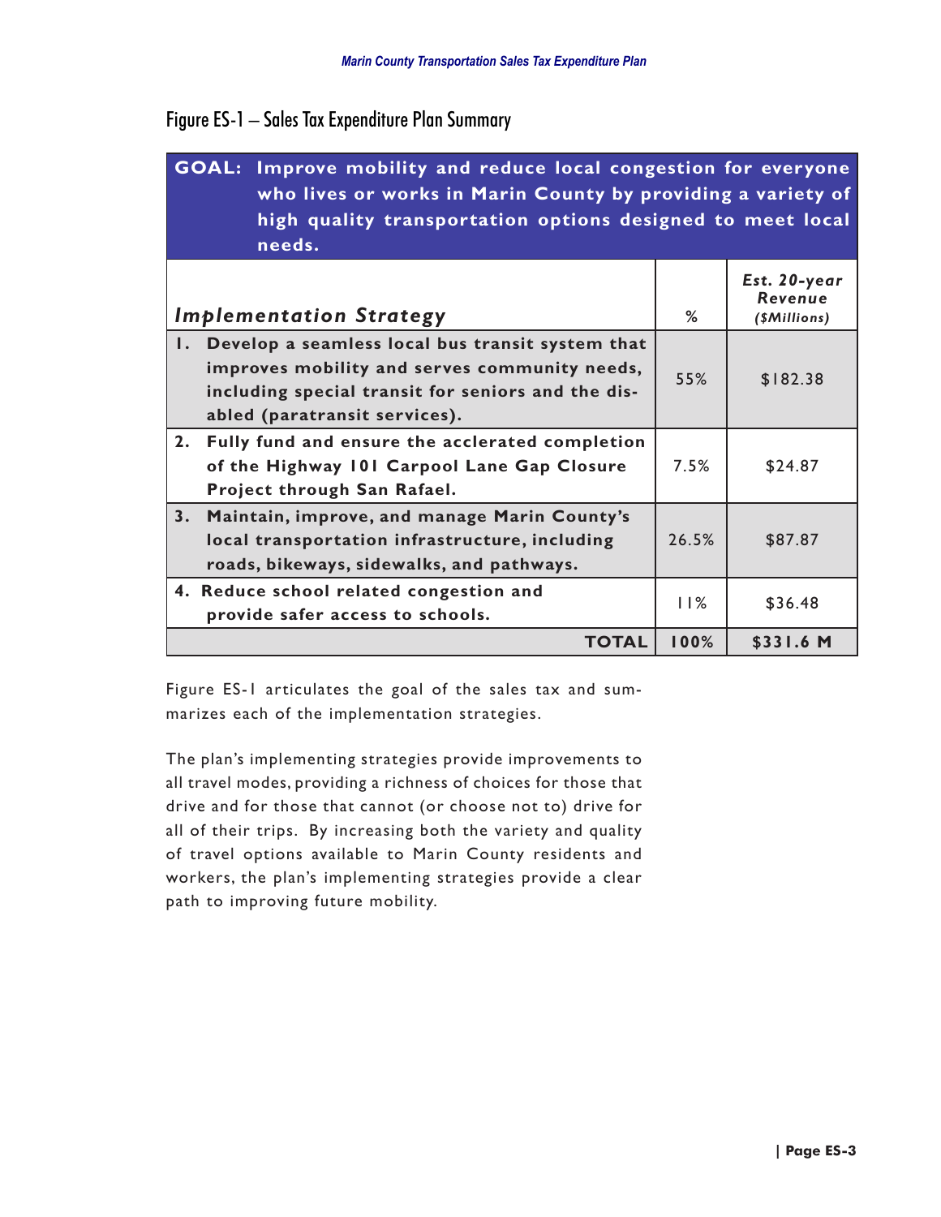## Figure ES-1 – Sales Tax Expenditure Plan Summary

**GOAL: Improve mobility and reduce local congestion for everyone who lives or works in Marin County by providing a variety of high quality transportation options designed to meet local needs.**

| *Implementation Strategy* | % | *Est. 20-year Revenue ($Millions)* |
|---|---|---|
| **1. Develop a seamless local bus transit system that improves mobility and serves community needs, including special transit for seniors and the disabled (paratransit services).** | 55% | $182.38 |
| **2. Fully fund and ensure the acclerated completion of the Highway 101 Carpool Lane Gap Closure Project through San Rafael.** | 7.5% | $24.87 |
| **3. Maintain, improve, and manage Marin County's local transportation infrastructure, including roads, bikeways, sidewalks, and pathways.** | 26.5% | $87.87 |
| **4. Reduce school related congestion and provide safer access to schools.** | 11% | $36.48 |
| **TOTAL** | **100%** | **$331.6 M** |

Figure ES-1 articulates the goal of the sales tax and summarizes each of the implementation strategies.

The plan's implementing strategies provide improvements to all travel modes, providing a richness of choices for those that drive and for those that cannot (or choose not to) drive for all of their trips. By increasing both the variety and quality of travel options available to Marin County residents and workers, the plan's implementing strategies provide a clear path to improving future mobility.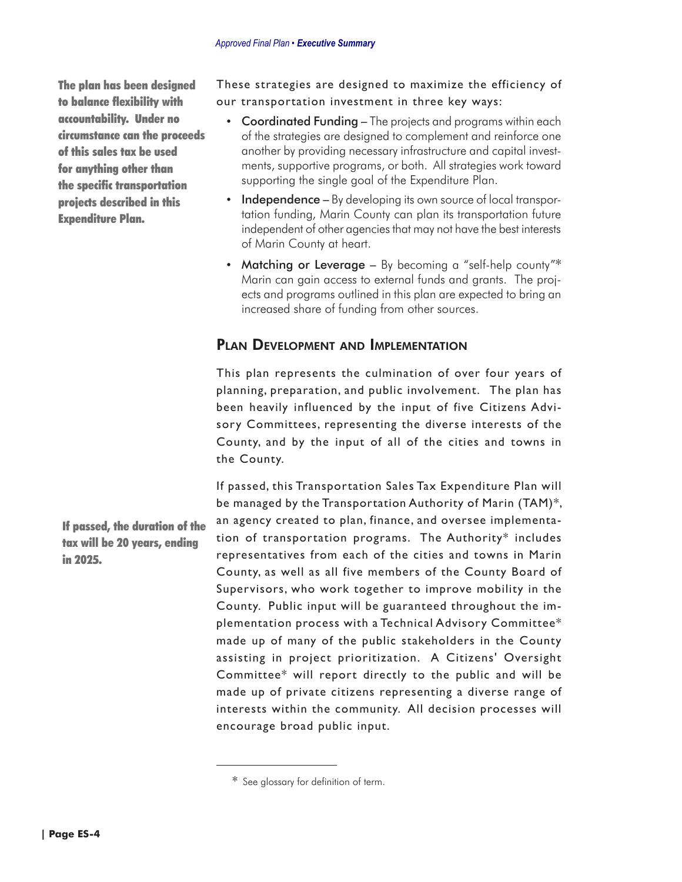**The plan has been designed to balance flexibility with accountability. Under no circumstance can the proceeds of this sales tax be used for anything other than the specific transportation projects described in this Expenditure Plan.**

These strategies are designed to maximize the efficiency of our transportation investment in three key ways:

- Coordinated Funding – The projects and programs within each of the strategies are designed to complement and reinforce one another by providing necessary infrastructure and capital investments, supportive programs, or both. All strategies work toward supporting the single goal of the Expenditure Plan.
- Independence – By developing its own source of local transportation funding, Marin County can plan its transportation future independent of other agencies that may not have the best interests of Marin County at heart.
- Matching or Leverage – By becoming a "self-help county"* Marin can gain access to external funds and grants. The projects and programs outlined in this plan are expected to bring an increased share of funding from other sources.

## Plan Development and Implementation

This plan represents the culmination of over four years of planning, preparation, and public involvement. The plan has been heavily influenced by the input of five Citizens Advisory Committees, representing the diverse interests of the County, and by the input of all of the cities and towns in the County.

**If passed, the duration of the tax will be 20 years, ending in 2025.**

If passed, this Transportation Sales Tax Expenditure Plan will be managed by the Transportation Authority of Marin (TAM)*, an agency created to plan, finance, and oversee implementation of transportation programs. The Authority* includes representatives from each of the cities and towns in Marin County, as well as all five members of the County Board of Supervisors, who work together to improve mobility in the County. Public input will be guaranteed throughout the implementation process with a Technical Advisory Committee* made up of many of the public stakeholders in the County assisting in project prioritization. A Citizens' Oversight Committee* will report directly to the public and will be made up of private citizens representing a diverse range of interests within the community. All decision processes will encourage broad public input.

---

\* See glossary for definition of term.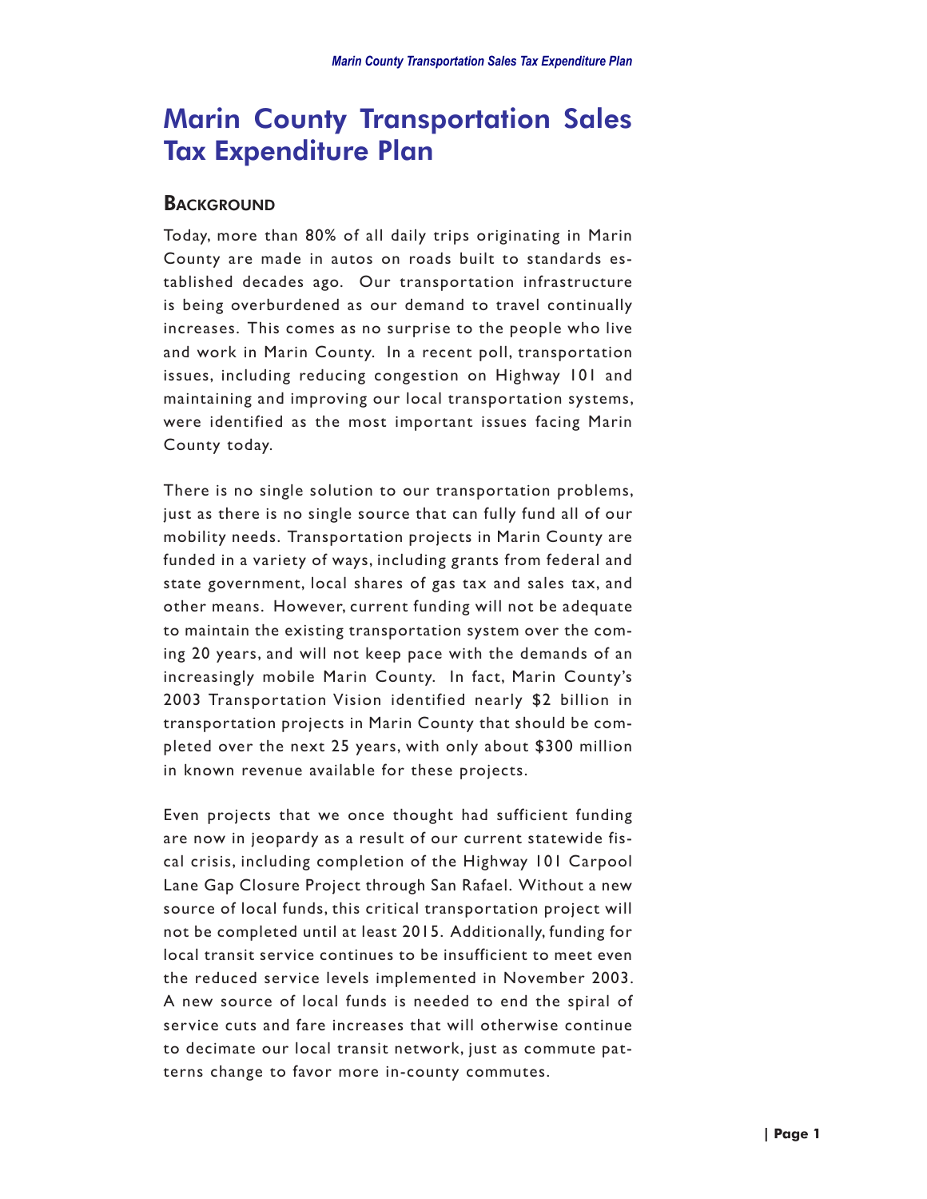# Marin County Transportation Sales Tax Expenditure Plan

## Background

Today, more than 80% of all daily trips originating in Marin County are made in autos on roads built to standards established decades ago. Our transportation infrastructure is being overburdened as our demand to travel continually increases. This comes as no surprise to the people who live and work in Marin County. In a recent poll, transportation issues, including reducing congestion on Highway 101 and maintaining and improving our local transportation systems, were identified as the most important issues facing Marin County today.

There is no single solution to our transportation problems, just as there is no single source that can fully fund all of our mobility needs. Transportation projects in Marin County are funded in a variety of ways, including grants from federal and state government, local shares of gas tax and sales tax, and other means. However, current funding will not be adequate to maintain the existing transportation system over the coming 20 years, and will not keep pace with the demands of an increasingly mobile Marin County. In fact, Marin County's 2003 Transportation Vision identified nearly $2 billion in transportation projects in Marin County that should be completed over the next 25 years, with only about $300 million in known revenue available for these projects.

Even projects that we once thought had sufficient funding are now in jeopardy as a result of our current statewide fiscal crisis, including completion of the Highway 101 Carpool Lane Gap Closure Project through San Rafael. Without a new source of local funds, this critical transportation project will not be completed until at least 2015. Additionally, funding for local transit service continues to be insufficient to meet even the reduced service levels implemented in November 2003. A new source of local funds is needed to end the spiral of service cuts and fare increases that will otherwise continue to decimate our local transit network, just as commute patterns change to favor more in-county commutes.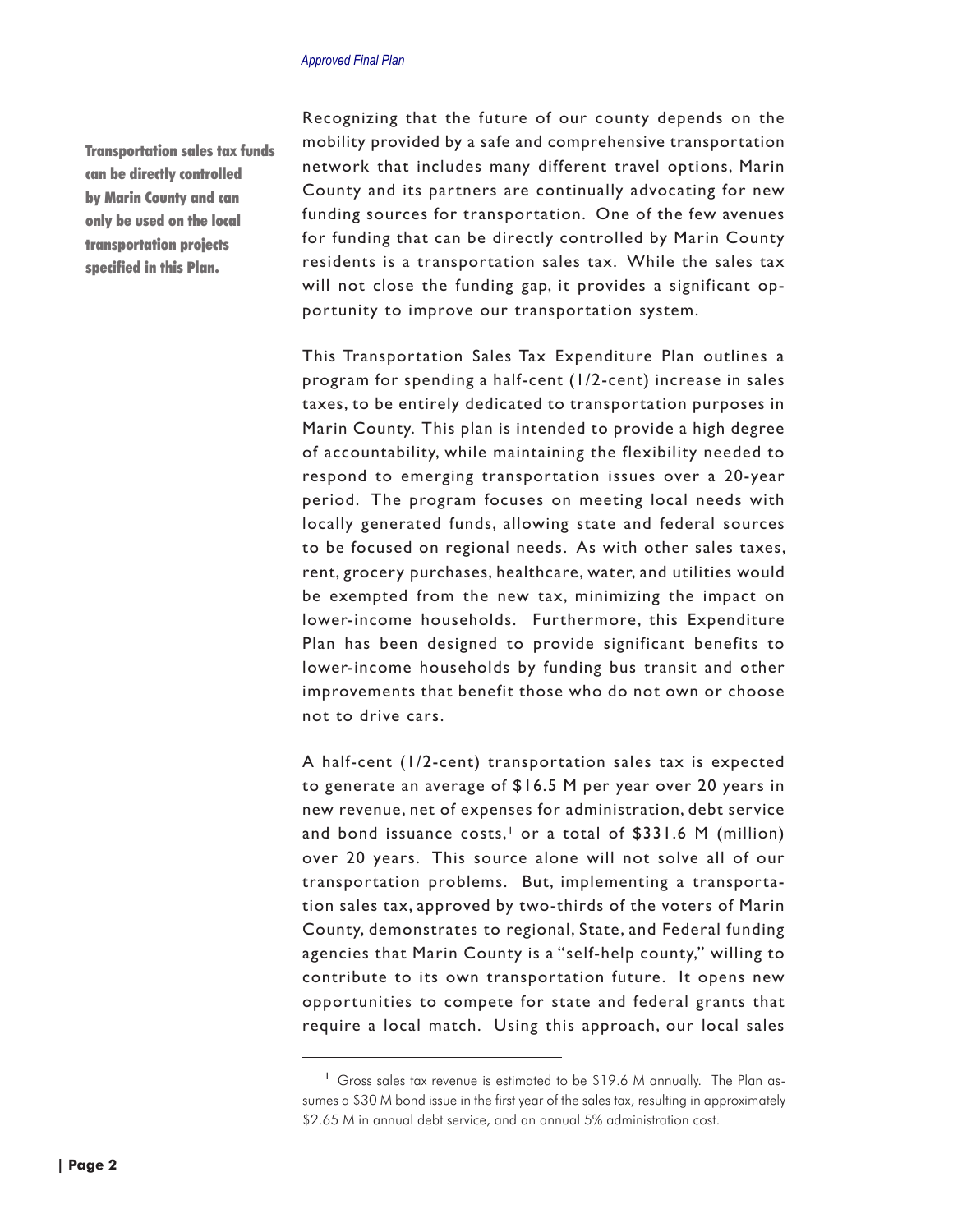**Transportation sales tax funds can be directly controlled by Marin County and can only be used on the local transportation projects specified in this Plan.**

Recognizing that the future of our county depends on the mobility provided by a safe and comprehensive transportation network that includes many different travel options, Marin County and its partners are continually advocating for new funding sources for transportation. One of the few avenues for funding that can be directly controlled by Marin County residents is a transportation sales tax. While the sales tax will not close the funding gap, it provides a significant opportunity to improve our transportation system.

This Transportation Sales Tax Expenditure Plan outlines a program for spending a half-cent (1/2-cent) increase in sales taxes, to be entirely dedicated to transportation purposes in Marin County. This plan is intended to provide a high degree of accountability, while maintaining the flexibility needed to respond to emerging transportation issues over a 20-year period. The program focuses on meeting local needs with locally generated funds, allowing state and federal sources to be focused on regional needs. As with other sales taxes, rent, grocery purchases, healthcare, water, and utilities would be exempted from the new tax, minimizing the impact on lower-income households. Furthermore, this Expenditure Plan has been designed to provide significant benefits to lower-income households by funding bus transit and other improvements that benefit those who do not own or choose not to drive cars.

A half-cent (1/2-cent) transportation sales tax is expected to generate an average of $16.5 M per year over 20 years in new revenue, net of expenses for administration, debt service and bond issuance costs,[1] or a total of $331.6 M (million) over 20 years. This source alone will not solve all of our transportation problems. But, implementing a transportation sales tax, approved by two-thirds of the voters of Marin County, demonstrates to regional, State, and Federal funding agencies that Marin County is a "self-help county," willing to contribute to its own transportation future. It opens new opportunities to compete for state and federal grants that require a local match. Using this approach, our local sales

[1] Gross sales tax revenue is estimated to be $19.6 M annually. The Plan assumes a $30 M bond issue in the first year of the sales tax, resulting in approximately $2.65 M in annual debt service, and an annual 5% administration cost.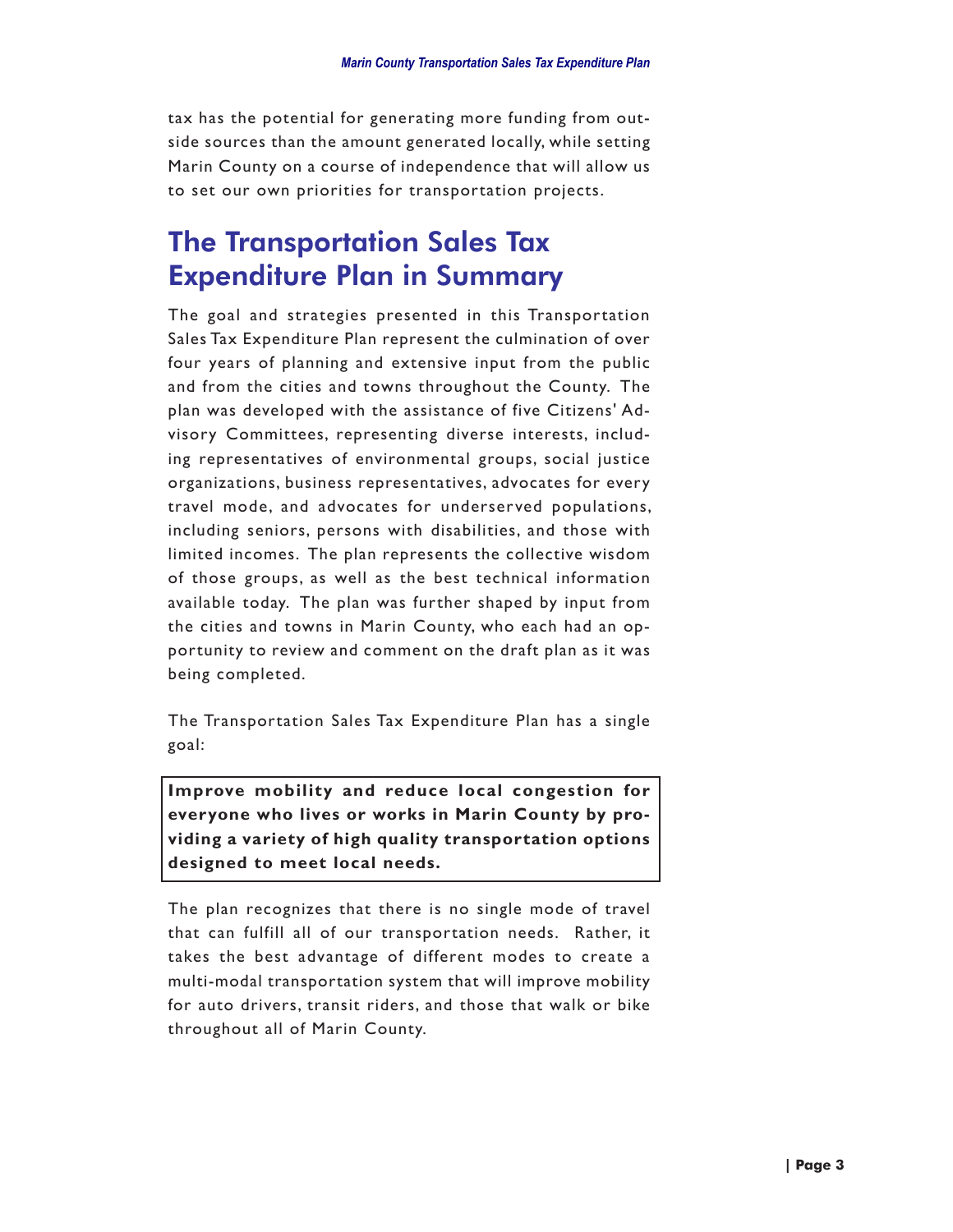tax has the potential for generating more funding from outside sources than the amount generated locally, while setting Marin County on a course of independence that will allow us to set our own priorities for transportation projects.

## The Transportation Sales Tax Expenditure Plan in Summary

The goal and strategies presented in this Transportation Sales Tax Expenditure Plan represent the culmination of over four years of planning and extensive input from the public and from the cities and towns throughout the County. The plan was developed with the assistance of five Citizens' Advisory Committees, representing diverse interests, including representatives of environmental groups, social justice organizations, business representatives, advocates for every travel mode, and advocates for underserved populations, including seniors, persons with disabilities, and those with limited incomes. The plan represents the collective wisdom of those groups, as well as the best technical information available today. The plan was further shaped by input from the cities and towns in Marin County, who each had an opportunity to review and comment on the draft plan as it was being completed.

The Transportation Sales Tax Expenditure Plan has a single goal:

**Improve mobility and reduce local congestion for everyone who lives or works in Marin County by providing a variety of high quality transportation options designed to meet local needs.**

The plan recognizes that there is no single mode of travel that can fulfill all of our transportation needs. Rather, it takes the best advantage of different modes to create a multi-modal transportation system that will improve mobility for auto drivers, transit riders, and those that walk or bike throughout all of Marin County.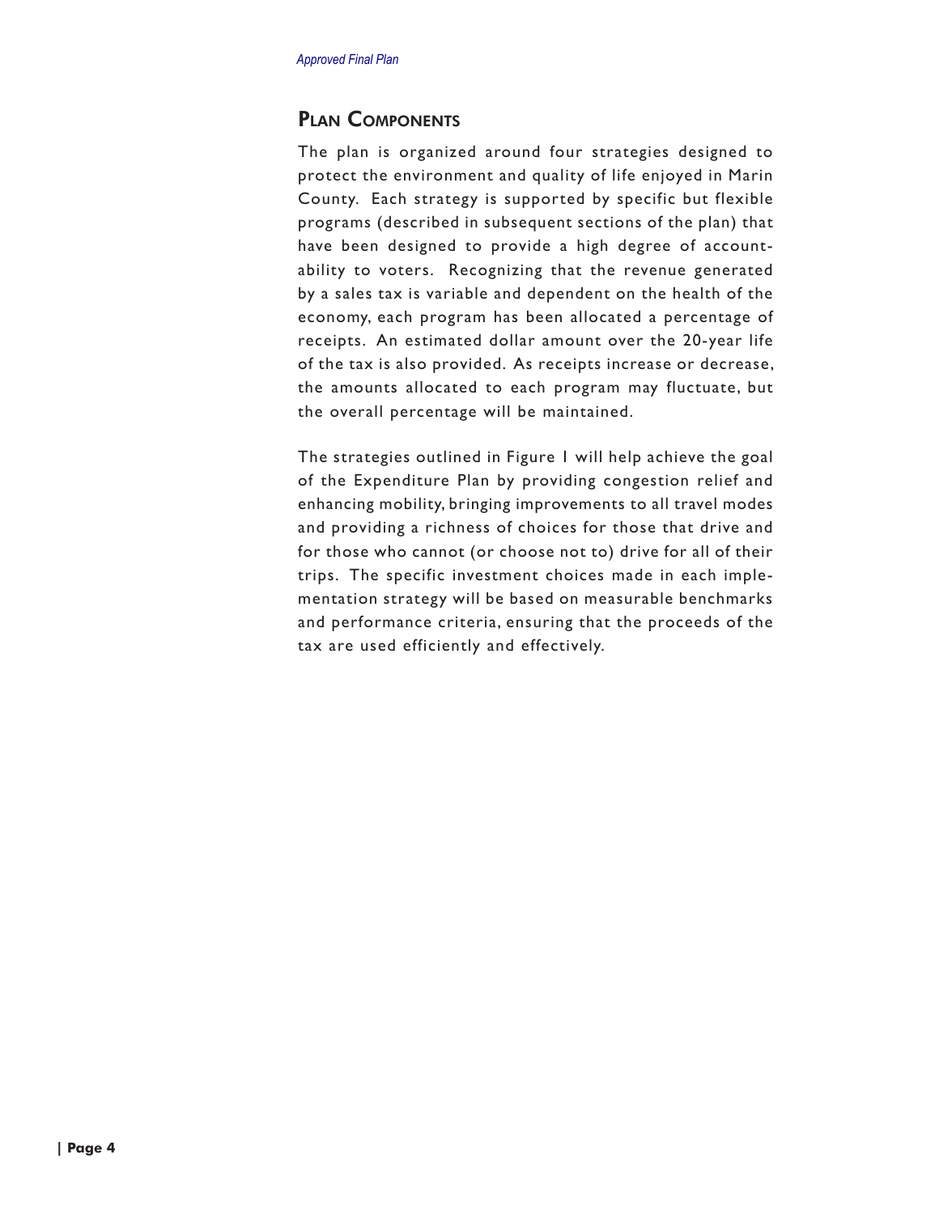## Plan Components

The plan is organized around four strategies designed to protect the environment and quality of life enjoyed in Marin County. Each strategy is supported by specific but flexible programs (described in subsequent sections of the plan) that have been designed to provide a high degree of accountability to voters. Recognizing that the revenue generated by a sales tax is variable and dependent on the health of the economy, each program has been allocated a percentage of receipts. An estimated dollar amount over the 20-year life of the tax is also provided. As receipts increase or decrease, the amounts allocated to each program may fluctuate, but the overall percentage will be maintained.

The strategies outlined in Figure 1 will help achieve the goal of the Expenditure Plan by providing congestion relief and enhancing mobility, bringing improvements to all travel modes and providing a richness of choices for those that drive and for those who cannot (or choose not to) drive for all of their trips. The specific investment choices made in each implementation strategy will be based on measurable benchmarks and performance criteria, ensuring that the proceeds of the tax are used efficiently and effectively.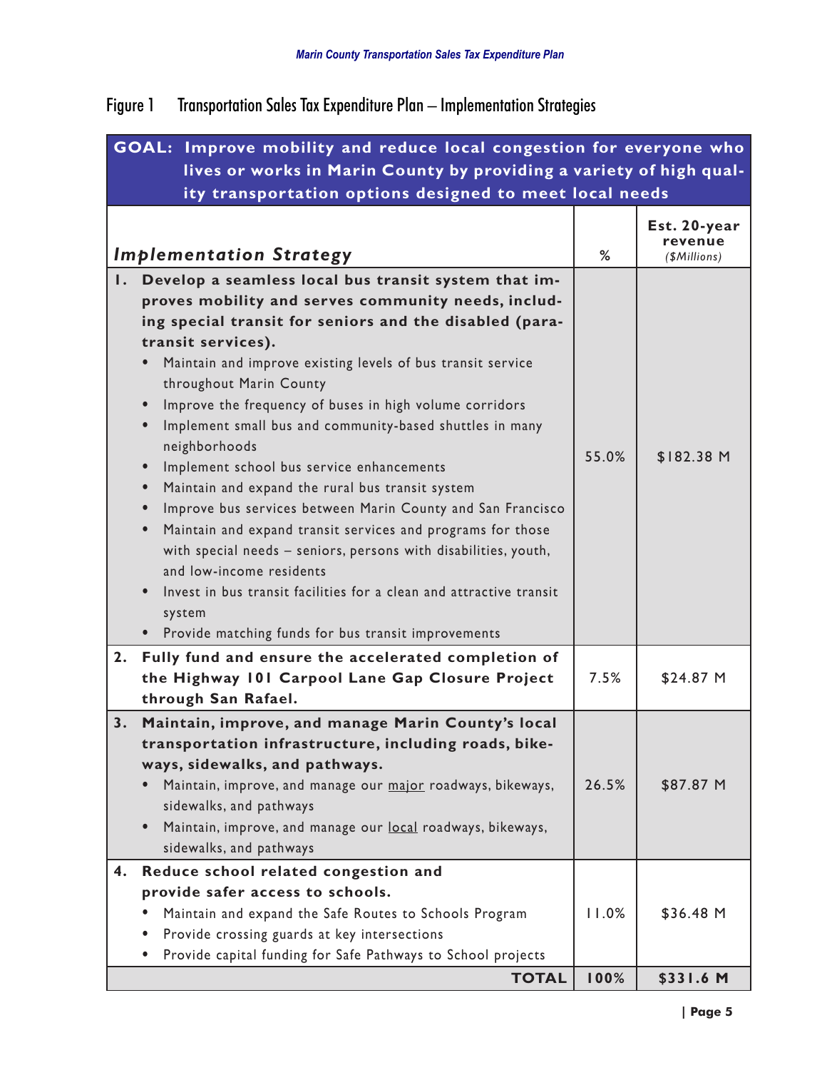Figure 1 Transportation Sales Tax Expenditure Plan – Implementation Strategies

**GOAL: Improve mobility and reduce local congestion for everyone who lives or works in Marin County by providing a variety of high quality transportation options designed to meet local needs**

| *Implementation Strategy* | % | Est. 20-year revenue *($Millions)* |
|---|---|---|
| **1. Develop a seamless local bus transit system that improves mobility and serves community needs, including special transit for seniors and the disabled (paratransit services).** <br>• Maintain and improve existing levels of bus transit service throughout Marin County <br>• Improve the frequency of buses in high volume corridors <br>• Implement small bus and community-based shuttles in many neighborhoods <br>• Implement school bus service enhancements <br>• Maintain and expand the rural bus transit system <br>• Improve bus services between Marin County and San Francisco <br>• Maintain and expand transit services and programs for those with special needs – seniors, persons with disabilities, youth, and low-income residents <br>• Invest in bus transit facilities for a clean and attractive transit system <br>• Provide matching funds for bus transit improvements | 55.0% | $182.38 M |
| **2. Fully fund and ensure the accelerated completion of the Highway 101 Carpool Lane Gap Closure Project through San Rafael.** | 7.5% | $24.87 M |
| **3. Maintain, improve, and manage Marin County's local transportation infrastructure, including roads, bikeways, sidewalks, and pathways.** <br>• Maintain, improve, and manage our major roadways, bikeways, sidewalks, and pathways <br>• Maintain, improve, and manage our local roadways, bikeways, sidewalks, and pathways | 26.5% | $87.87 M |
| **4. Reduce school related congestion and provide safer access to schools.** <br>• Maintain and expand the Safe Routes to Schools Program <br>• Provide crossing guards at key intersections <br>• Provide capital funding for Safe Pathways to School projects | 11.0% | $36.48 M |
| **TOTAL** | **100%** | **$331.6 M** |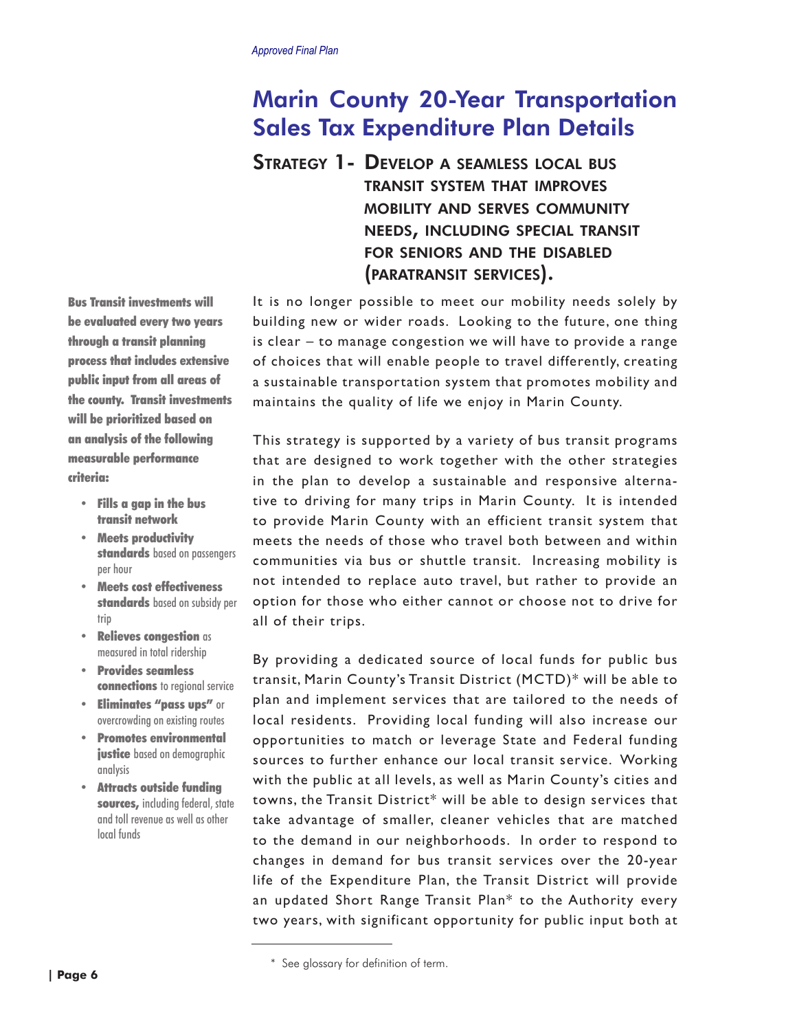# Marin County 20-Year Transportation Sales Tax Expenditure Plan Details

## Strategy 1- Develop a seamless local bus transit system that improves mobility and serves community needs, including special transit for seniors and the disabled (paratransit services).

It is no longer possible to meet our mobility needs solely by building new or wider roads. Looking to the future, one thing is clear – to manage congestion we will have to provide a range of choices that will enable people to travel differently, creating a sustainable transportation system that promotes mobility and maintains the quality of life we enjoy in Marin County.

This strategy is supported by a variety of bus transit programs that are designed to work together with the other strategies in the plan to develop a sustainable and responsive alternative to driving for many trips in Marin County. It is intended to provide Marin County with an efficient transit system that meets the needs of those who travel both between and within communities via bus or shuttle transit. Increasing mobility is not intended to replace auto travel, but rather to provide an option for those who either cannot or choose not to drive for all of their trips.

By providing a dedicated source of local funds for public bus transit, Marin County's Transit District (MCTD)* will be able to plan and implement services that are tailored to the needs of local residents. Providing local funding will also increase our opportunities to match or leverage State and Federal funding sources to further enhance our local transit service. Working with the public at all levels, as well as Marin County's cities and towns, the Transit District* will be able to design services that take advantage of smaller, cleaner vehicles that are matched to the demand in our neighborhoods. In order to respond to changes in demand for bus transit services over the 20-year life of the Expenditure Plan, the Transit District will provide an updated Short Range Transit Plan* to the Authority every two years, with significant opportunity for public input both at

**Bus Transit investments will be evaluated every two years through a transit planning process that includes extensive public input from all areas of the county. Transit investments will be prioritized based on an analysis of the following measurable performance criteria:**

- **Fills a gap in the bus transit network**
- **Meets productivity standards** based on passengers per hour
- **Meets cost effectiveness standards** based on subsidy per trip
- **Relieves congestion** as measured in total ridership
- **Provides seamless connections** to regional service
- **Eliminates "pass ups"** or overcrowding on existing routes
- **Promotes environmental justice** based on demographic analysis
- **Attracts outside funding sources,** including federal, state and toll revenue as well as other local funds

\* See glossary for definition of term.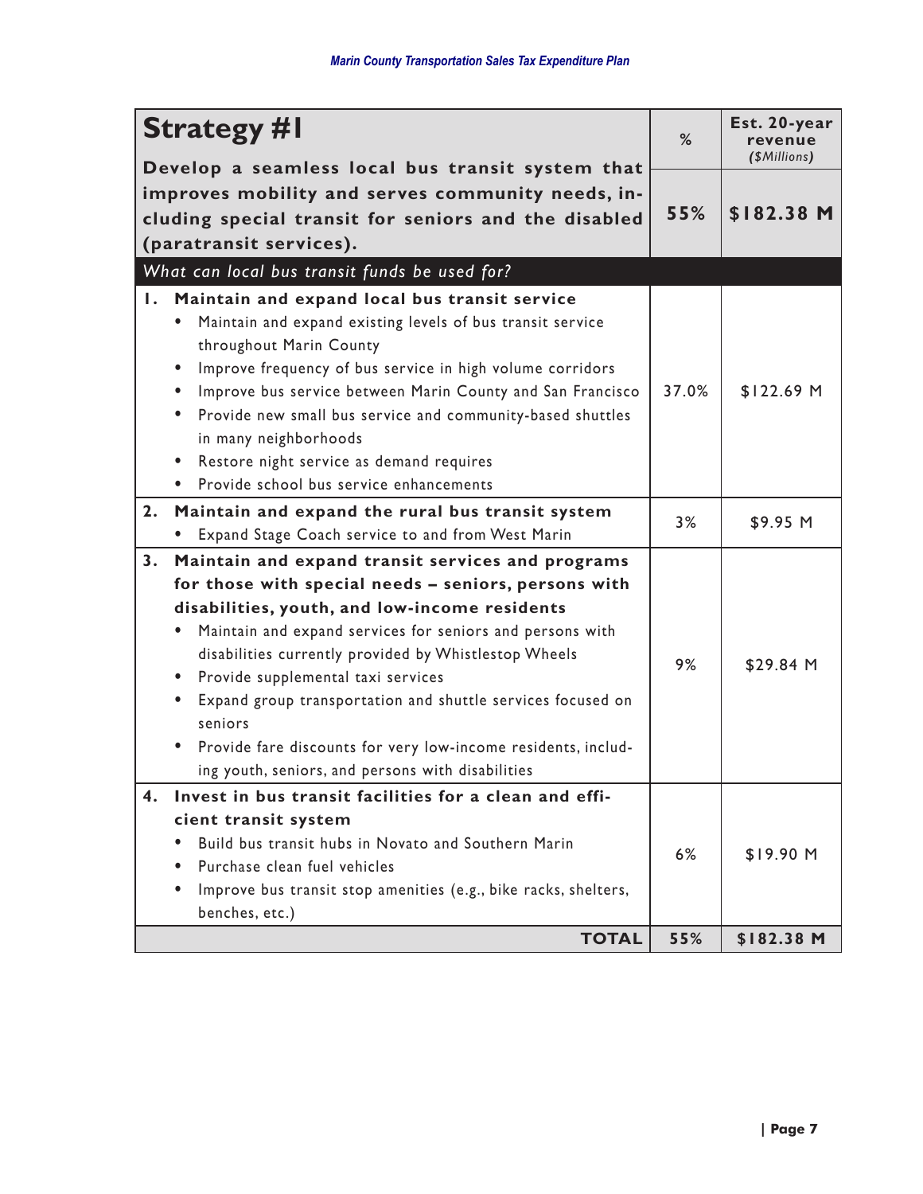| **Strategy #1**<br>**Develop a seamless local bus transit system that improves mobility and serves community needs, including special transit for seniors and the disabled (paratransit services).** | % | Est. 20-year revenue *($Millions)* |
|---|---|---|
| | **55%** | **$182.38 M** |
| *What can local bus transit funds be used for?* | | |
| **1. Maintain and expand local bus transit service**<br>• Maintain and expand existing levels of bus transit service throughout Marin County<br>• Improve frequency of bus service in high volume corridors<br>• Improve bus service between Marin County and San Francisco<br>• Provide new small bus service and community-based shuttles in many neighborhoods<br>• Restore night service as demand requires<br>• Provide school bus service enhancements | 37.0% | $122.69 M |
| **2. Maintain and expand the rural bus transit system**<br>• Expand Stage Coach service to and from West Marin | 3% | $9.95 M |
| **3. Maintain and expand transit services and programs for those with special needs – seniors, persons with disabilities, youth, and low-income residents**<br>• Maintain and expand services for seniors and persons with disabilities currently provided by Whistlestop Wheels<br>• Provide supplemental taxi services<br>• Expand group transportation and shuttle services focused on seniors<br>• Provide fare discounts for very low-income residents, including youth, seniors, and persons with disabilities | 9% | $29.84 M |
| **4. Invest in bus transit facilities for a clean and efficient transit system**<br>• Build bus transit hubs in Novato and Southern Marin<br>• Purchase clean fuel vehicles<br>• Improve bus transit stop amenities (e.g., bike racks, shelters, benches, etc.) | 6% | $19.90 M |
| **TOTAL** | **55%** | **$182.38 M** |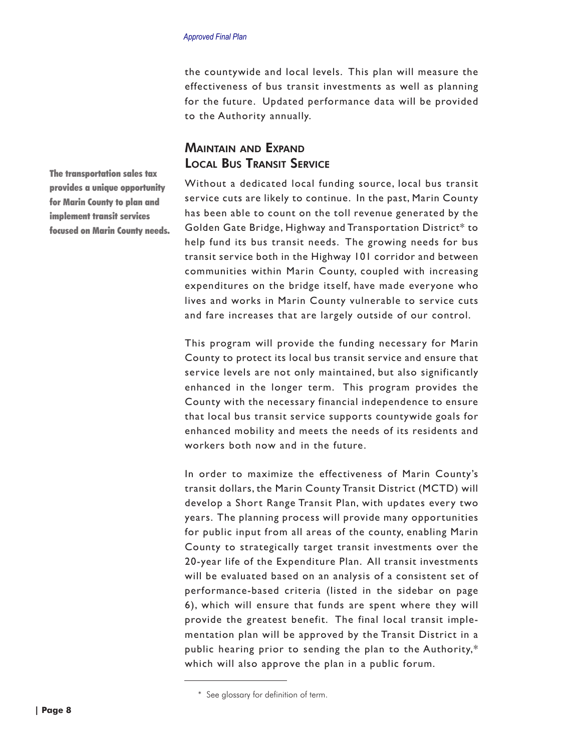the countywide and local levels. This plan will measure the effectiveness of bus transit investments as well as planning for the future. Updated performance data will be provided to the Authority annually.

## Maintain and Expand Local Bus Transit Service

**The transportation sales tax provides a unique opportunity for Marin County to plan and implement transit services focused on Marin County needs.**

Without a dedicated local funding source, local bus transit service cuts are likely to continue. In the past, Marin County has been able to count on the toll revenue generated by the Golden Gate Bridge, Highway and Transportation District* to help fund its bus transit needs. The growing needs for bus transit service both in the Highway 101 corridor and between communities within Marin County, coupled with increasing expenditures on the bridge itself, have made everyone who lives and works in Marin County vulnerable to service cuts and fare increases that are largely outside of our control.

This program will provide the funding necessary for Marin County to protect its local bus transit service and ensure that service levels are not only maintained, but also significantly enhanced in the longer term. This program provides the County with the necessary financial independence to ensure that local bus transit service supports countywide goals for enhanced mobility and meets the needs of its residents and workers both now and in the future.

In order to maximize the effectiveness of Marin County's transit dollars, the Marin County Transit District (MCTD) will develop a Short Range Transit Plan, with updates every two years. The planning process will provide many opportunities for public input from all areas of the county, enabling Marin County to strategically target transit investments over the 20-year life of the Expenditure Plan. All transit investments will be evaluated based on an analysis of a consistent set of performance-based criteria (listed in the sidebar on page 6), which will ensure that funds are spent where they will provide the greatest benefit. The final local transit implementation plan will be approved by the Transit District in a public hearing prior to sending the plan to the Authority,* which will also approve the plan in a public forum.

---

* See glossary for definition of term.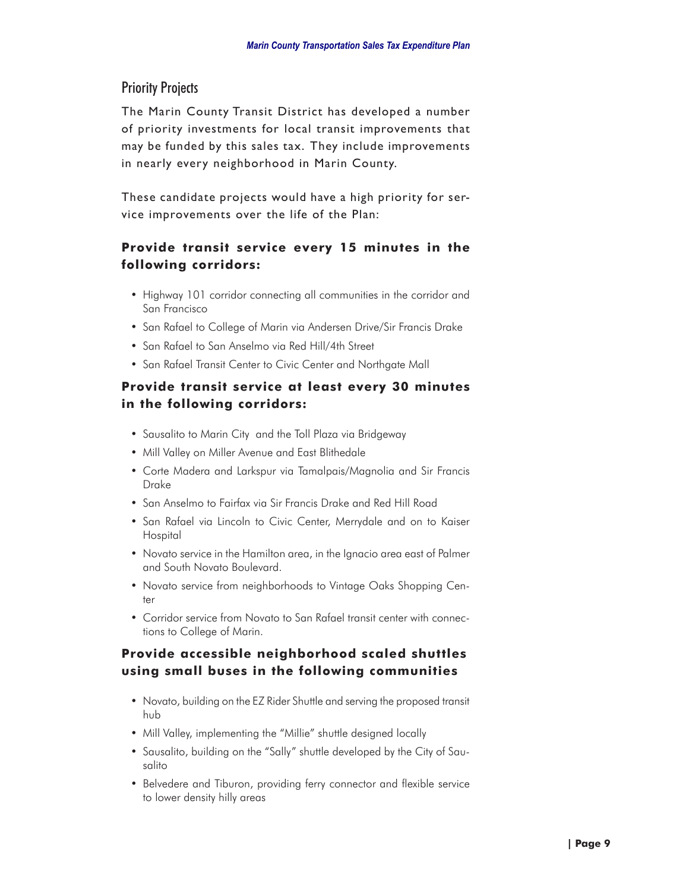## Priority Projects

The Marin County Transit District has developed a number of priority investments for local transit improvements that may be funded by this sales tax. They include improvements in nearly every neighborhood in Marin County.

These candidate projects would have a high priority for service improvements over the life of the Plan:

### Provide transit service every 15 minutes in the following corridors:

- Highway 101 corridor connecting all communities in the corridor and San Francisco
- San Rafael to College of Marin via Andersen Drive/Sir Francis Drake
- San Rafael to San Anselmo via Red Hill/4th Street
- San Rafael Transit Center to Civic Center and Northgate Mall

### Provide transit service at least every 30 minutes in the following corridors:

- Sausalito to Marin City and the Toll Plaza via Bridgeway
- Mill Valley on Miller Avenue and East Blithedale
- Corte Madera and Larkspur via Tamalpais/Magnolia and Sir Francis Drake
- San Anselmo to Fairfax via Sir Francis Drake and Red Hill Road
- San Rafael via Lincoln to Civic Center, Merrydale and on to Kaiser Hospital
- Novato service in the Hamilton area, in the Ignacio area east of Palmer and South Novato Boulevard.
- Novato service from neighborhoods to Vintage Oaks Shopping Center
- Corridor service from Novato to San Rafael transit center with connections to College of Marin.

### Provide accessible neighborhood scaled shuttles using small buses in the following communities

- Novato, building on the EZ Rider Shuttle and serving the proposed transit hub
- Mill Valley, implementing the "Millie" shuttle designed locally
- Sausalito, building on the "Sally" shuttle developed by the City of Sausalito
- Belvedere and Tiburon, providing ferry connector and flexible service to lower density hilly areas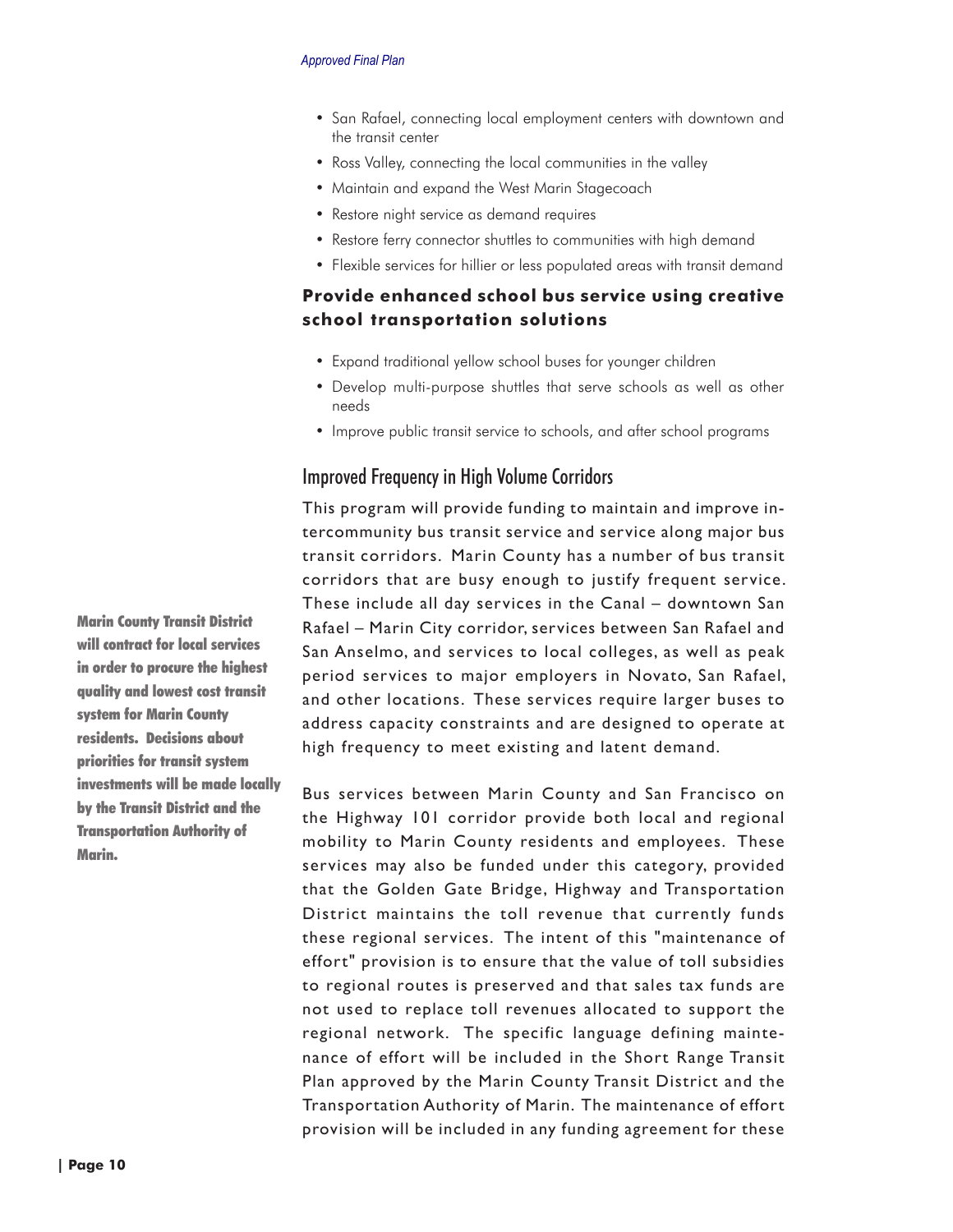- San Rafael, connecting local employment centers with downtown and the transit center
- Ross Valley, connecting the local communities in the valley
- Maintain and expand the West Marin Stagecoach
- Restore night service as demand requires
- Restore ferry connector shuttles to communities with high demand
- Flexible services for hillier or less populated areas with transit demand

### Provide enhanced school bus service using creative school transportation solutions

- Expand traditional yellow school buses for younger children
- Develop multi-purpose shuttles that serve schools as well as other needs
- Improve public transit service to schools, and after school programs

## Improved Frequency in High Volume Corridors

This program will provide funding to maintain and improve intercommunity bus transit service and service along major bus transit corridors. Marin County has a number of bus transit corridors that are busy enough to justify frequent service. These include all day services in the Canal – downtown San Rafael – Marin City corridor, services between San Rafael and San Anselmo, and services to local colleges, as well as peak period services to major employers in Novato, San Rafael, and other locations. These services require larger buses to address capacity constraints and are designed to operate at high frequency to meet existing and latent demand.

**Marin County Transit District will contract for local services in order to procure the highest quality and lowest cost transit system for Marin County residents. Decisions about priorities for transit system investments will be made locally by the Transit District and the Transportation Authority of Marin.**

Bus services between Marin County and San Francisco on the Highway 101 corridor provide both local and regional mobility to Marin County residents and employees. These services may also be funded under this category, provided that the Golden Gate Bridge, Highway and Transportation District maintains the toll revenue that currently funds these regional services. The intent of this "maintenance of effort" provision is to ensure that the value of toll subsidies to regional routes is preserved and that sales tax funds are not used to replace toll revenues allocated to support the regional network. The specific language defining maintenance of effort will be included in the Short Range Transit Plan approved by the Marin County Transit District and the Transportation Authority of Marin. The maintenance of effort provision will be included in any funding agreement for these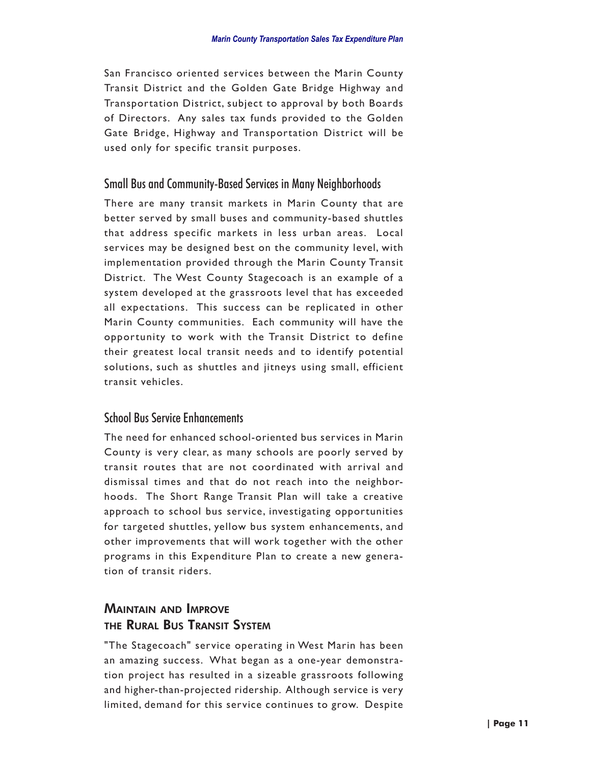San Francisco oriented services between the Marin County Transit District and the Golden Gate Bridge Highway and Transportation District, subject to approval by both Boards of Directors. Any sales tax funds provided to the Golden Gate Bridge, Highway and Transportation District will be used only for specific transit purposes.

### Small Bus and Community-Based Services in Many Neighborhoods

There are many transit markets in Marin County that are better served by small buses and community-based shuttles that address specific markets in less urban areas. Local services may be designed best on the community level, with implementation provided through the Marin County Transit District. The West County Stagecoach is an example of a system developed at the grassroots level that has exceeded all expectations. This success can be replicated in other Marin County communities. Each community will have the opportunity to work with the Transit District to define their greatest local transit needs and to identify potential solutions, such as shuttles and jitneys using small, efficient transit vehicles.

### School Bus Service Enhancements

The need for enhanced school-oriented bus services in Marin County is very clear, as many schools are poorly served by transit routes that are not coordinated with arrival and dismissal times and that do not reach into the neighborhoods. The Short Range Transit Plan will take a creative approach to school bus service, investigating opportunities for targeted shuttles, yellow bus system enhancements, and other improvements that will work together with the other programs in this Expenditure Plan to create a new generation of transit riders.

## Maintain and Improve the Rural Bus Transit System

"The Stagecoach" service operating in West Marin has been an amazing success. What began as a one-year demonstration project has resulted in a sizeable grassroots following and higher-than-projected ridership. Although service is very limited, demand for this service continues to grow. Despite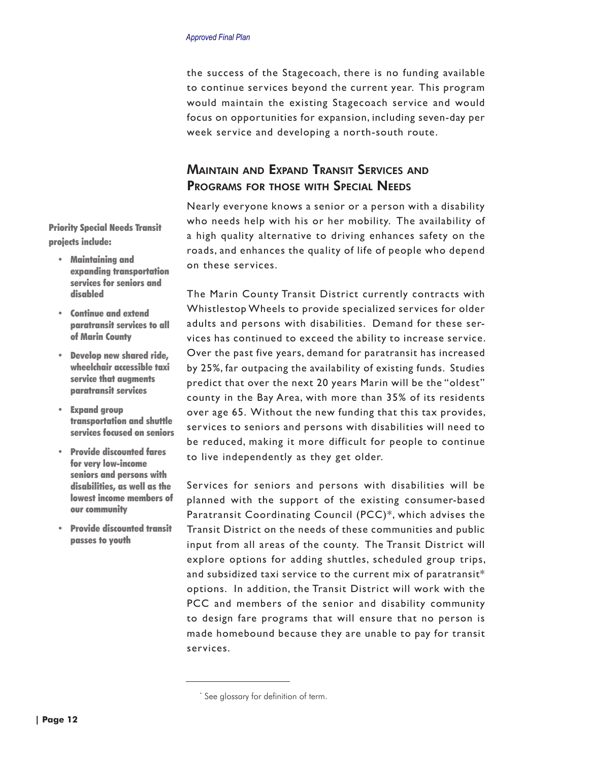the success of the Stagecoach, there is no funding available to continue services beyond the current year. This program would maintain the existing Stagecoach service and would focus on opportunities for expansion, including seven-day per week service and developing a north-south route.

## Maintain and Expand Transit Services and Programs for those with Special Needs

**Priority Special Needs Transit projects include:**

- **Maintaining and expanding transportation services for seniors and disabled**
- **Continue and extend paratransit services to all of Marin County**
- **Develop new shared ride, wheelchair accessible taxi service that augments paratransit services**
- **Expand group transportation and shuttle services focused on seniors**
- **Provide discounted fares for very low-income seniors and persons with disabilities, as well as the lowest income members of our community**
- **Provide discounted transit passes to youth**

Nearly everyone knows a senior or a person with a disability who needs help with his or her mobility. The availability of a high quality alternative to driving enhances safety on the roads, and enhances the quality of life of people who depend on these services.

The Marin County Transit District currently contracts with Whistlestop Wheels to provide specialized services for older adults and persons with disabilities. Demand for these services has continued to exceed the ability to increase service. Over the past five years, demand for paratransit has increased by 25%, far outpacing the availability of existing funds. Studies predict that over the next 20 years Marin will be the "oldest" county in the Bay Area, with more than 35% of its residents over age 65. Without the new funding that this tax provides, services to seniors and persons with disabilities will need to be reduced, making it more difficult for people to continue to live independently as they get older.

Services for seniors and persons with disabilities will be planned with the support of the existing consumer-based Paratransit Coordinating Council (PCC)*, which advises the Transit District on the needs of these communities and public input from all areas of the county. The Transit District will explore options for adding shuttles, scheduled group trips, and subsidized taxi service to the current mix of paratransit* options. In addition, the Transit District will work with the PCC and members of the senior and disability community to design fare programs that will ensure that no person is made homebound because they are unable to pay for transit services.

---

* See glossary for definition of term.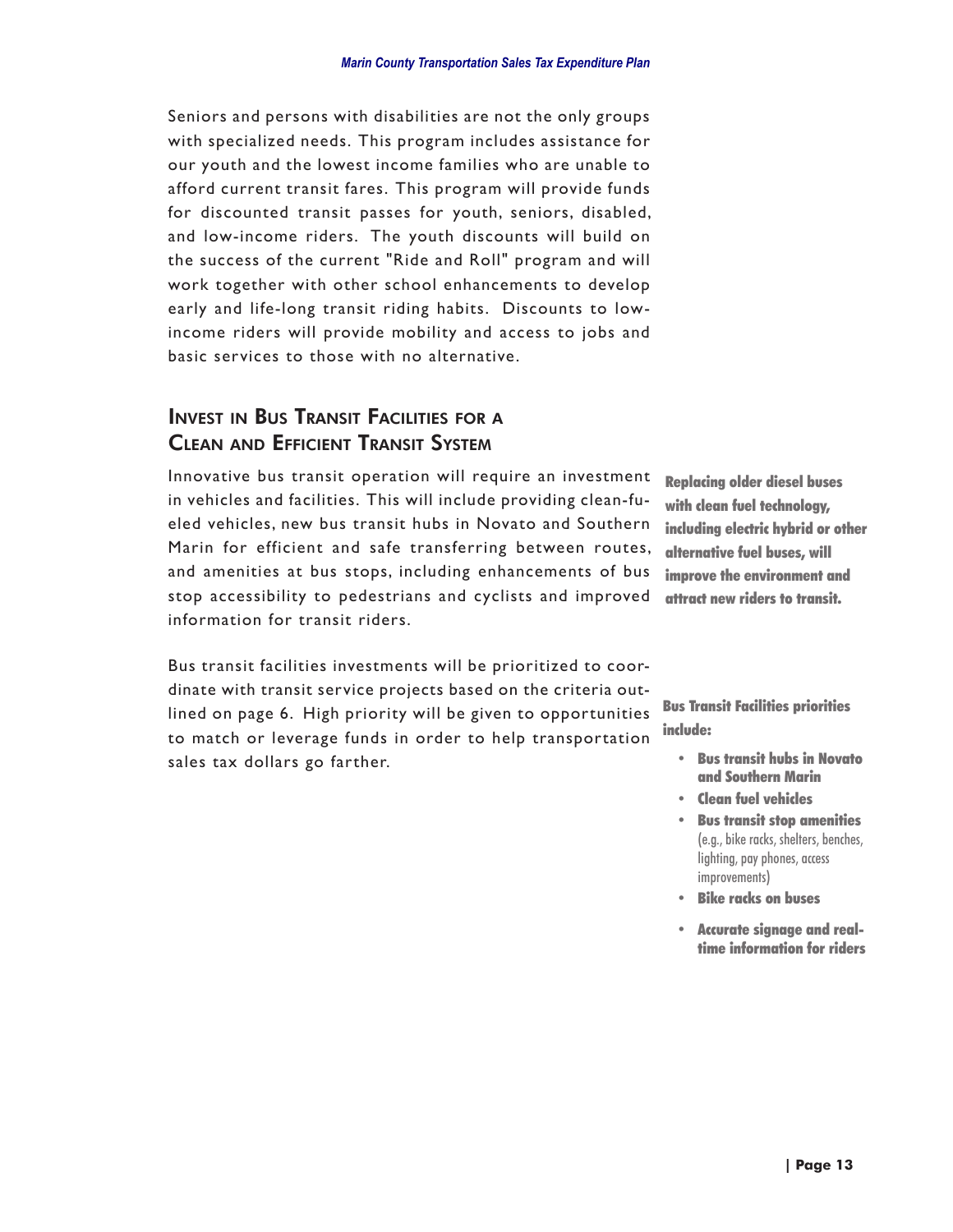Seniors and persons with disabilities are not the only groups with specialized needs. This program includes assistance for our youth and the lowest income families who are unable to afford current transit fares. This program will provide funds for discounted transit passes for youth, seniors, disabled, and low-income riders. The youth discounts will build on the success of the current "Ride and Roll" program and will work together with other school enhancements to develop early and life-long transit riding habits. Discounts to low-income riders will provide mobility and access to jobs and basic services to those with no alternative.

## Invest in Bus Transit Facilities for a Clean and Efficient Transit System

Innovative bus transit operation will require an investment in vehicles and facilities. This will include providing clean-fueled vehicles, new bus transit hubs in Novato and Southern Marin for efficient and safe transferring between routes, and amenities at bus stops, including enhancements of bus stop accessibility to pedestrians and cyclists and improved information for transit riders.

**Replacing older diesel buses with clean fuel technology, including electric hybrid or other alternative fuel buses, will improve the environment and attract new riders to transit.**

Bus transit facilities investments will be prioritized to coordinate with transit service projects based on the criteria outlined on page 6. High priority will be given to opportunities to match or leverage funds in order to help transportation sales tax dollars go farther.

**Bus Transit Facilities priorities include:**

- **Bus transit hubs in Novato and Southern Marin**
- **Clean fuel vehicles**
- **Bus transit stop amenities** (e.g., bike racks, shelters, benches, lighting, pay phones, access improvements)
- **Bike racks on buses**
- **Accurate signage and real-time information for riders**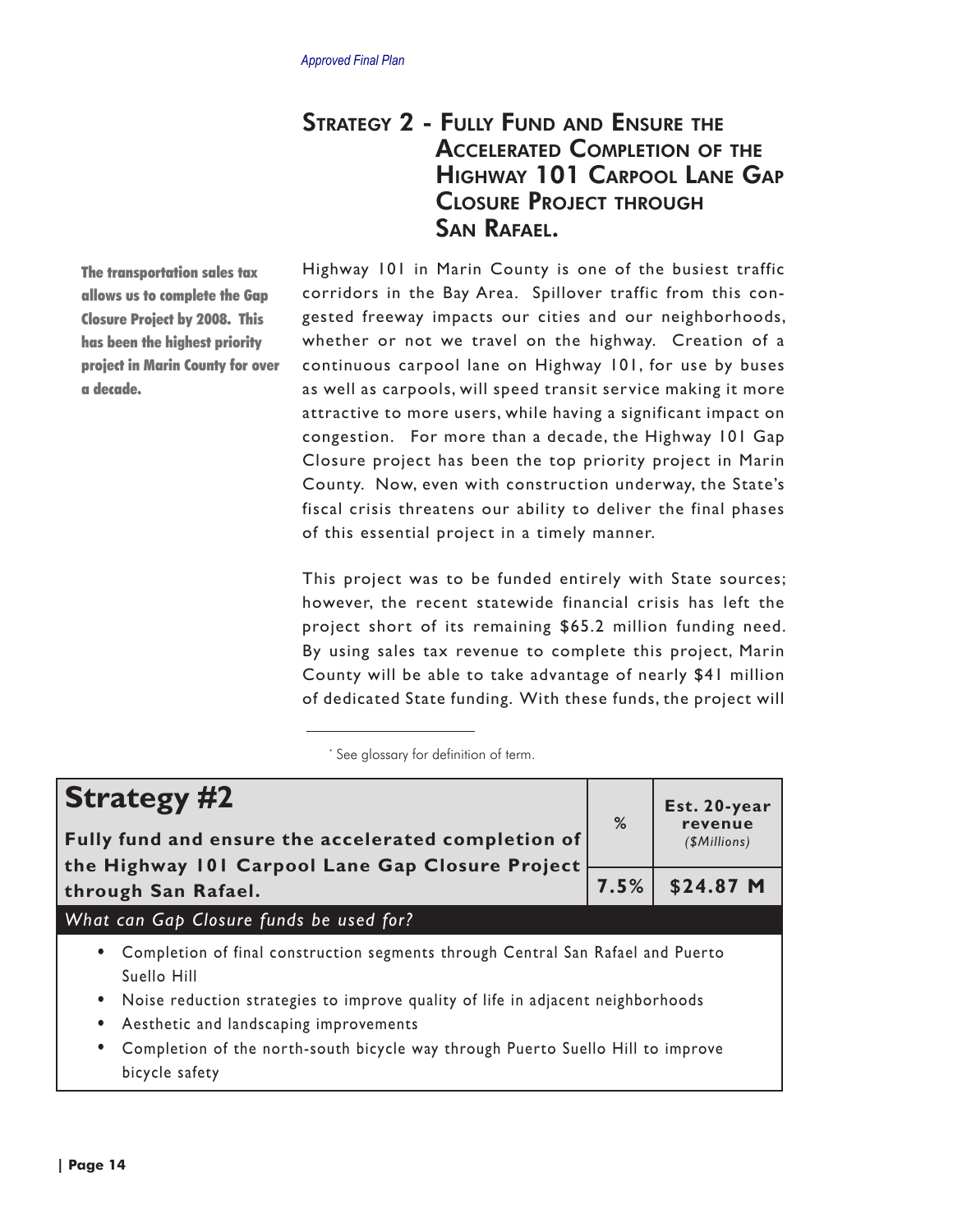## Strategy 2 - Fully Fund and Ensure the Accelerated Completion of the Highway 101 Carpool Lane Gap Closure Project through San Rafael.

**The transportation sales tax allows us to complete the Gap Closure Project by 2008. This has been the highest priority project in Marin County for over a decade.**

Highway 101 in Marin County is one of the busiest traffic corridors in the Bay Area. Spillover traffic from this congested freeway impacts our cities and our neighborhoods, whether or not we travel on the highway. Creation of a continuous carpool lane on Highway 101, for use by buses as well as carpools, will speed transit service making it more attractive to more users, while having a significant impact on congestion. For more than a decade, the Highway 101 Gap Closure project has been the top priority project in Marin County. Now, even with construction underway, the State's fiscal crisis threatens our ability to deliver the final phases of this essential project in a timely manner.

This project was to be funded entirely with State sources; however, the recent statewide financial crisis has left the project short of its remaining $65.2 million funding need. By using sales tax revenue to complete this project, Marin County will be able to take advantage of nearly $41 million of dedicated State funding. With these funds, the project will

---

* See glossary for definition of term.

| **Strategy #2** Fully fund and ensure the accelerated completion of the Highway 101 Carpool Lane Gap Closure Project through San Rafael. | % | Est. 20-year revenue *($Millions)* |
|---|---|---|
| | **7.5%** | **$24.87 M** |

*What can Gap Closure funds be used for?*

- Completion of final construction segments through Central San Rafael and Puerto Suello Hill
- Noise reduction strategies to improve quality of life in adjacent neighborhoods
- Aesthetic and landscaping improvements
- Completion of the north-south bicycle way through Puerto Suello Hill to improve bicycle safety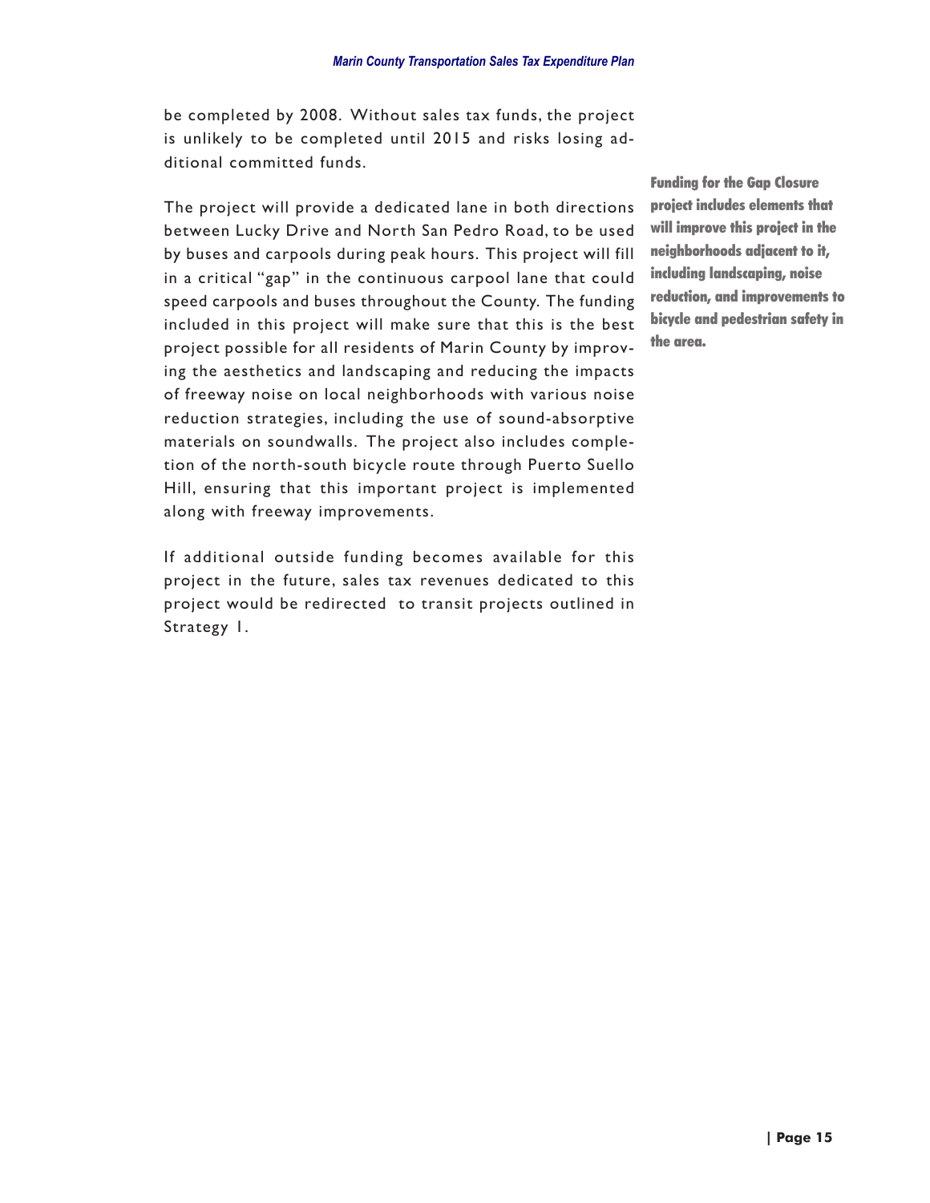be completed by 2008. Without sales tax funds, the project is unlikely to be completed until 2015 and risks losing additional committed funds.

The project will provide a dedicated lane in both directions between Lucky Drive and North San Pedro Road, to be used by buses and carpools during peak hours. This project will fill in a critical "gap" in the continuous carpool lane that could speed carpools and buses throughout the County. The funding included in this project will make sure that this is the best project possible for all residents of Marin County by improving the aesthetics and landscaping and reducing the impacts of freeway noise on local neighborhoods with various noise reduction strategies, including the use of sound-absorptive materials on soundwalls. The project also includes completion of the north-south bicycle route through Puerto Suello Hill, ensuring that this important project is implemented along with freeway improvements.

**Funding for the Gap Closure project includes elements that will improve this project in the neighborhoods adjacent to it, including landscaping, noise reduction, and improvements to bicycle and pedestrian safety in the area.**

If additional outside funding becomes available for this project in the future, sales tax revenues dedicated to this project would be redirected to transit projects outlined in Strategy 1.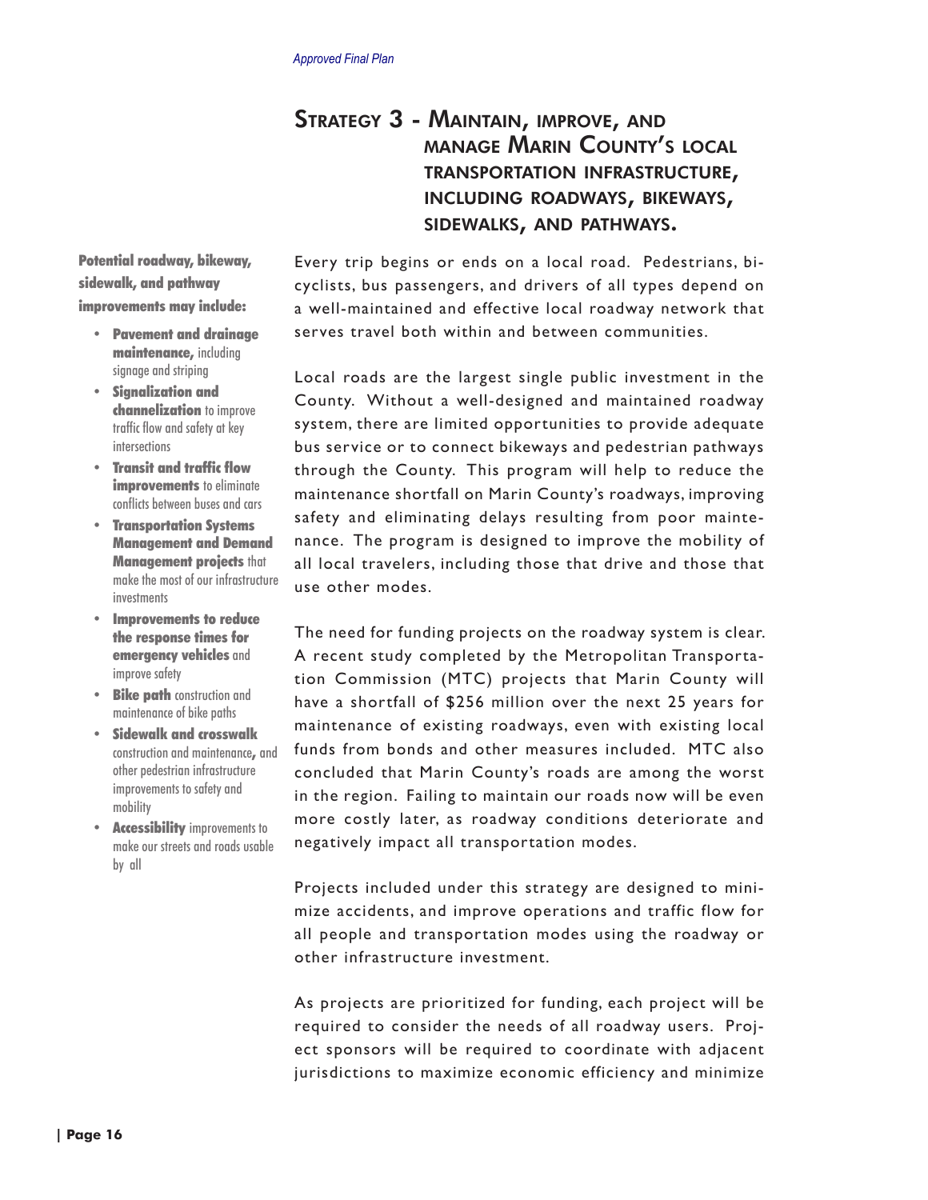## Strategy 3 - Maintain, improve, and manage Marin County's local transportation infrastructure, including roadways, bikeways, sidewalks, and pathways.

**Potential roadway, bikeway, sidewalk, and pathway improvements may include:**

- **Pavement and drainage maintenance,** including signage and striping
- **Signalization and channelization** to improve traffic flow and safety at key intersections
- **Transit and traffic flow improvements** to eliminate conflicts between buses and cars
- **Transportation Systems Management and Demand Management projects** that make the most of our infrastructure investments
- **Improvements to reduce the response times for emergency vehicles** and improve safety
- **Bike path** construction and maintenance of bike paths
- **Sidewalk and crosswalk** construction and maintenance**,** and other pedestrian infrastructure improvements to safety and mobility
- **Accessibility** improvements to make our streets and roads usable by all

Every trip begins or ends on a local road. Pedestrians, bicyclists, bus passengers, and drivers of all types depend on a well-maintained and effective local roadway network that serves travel both within and between communities.

Local roads are the largest single public investment in the County. Without a well-designed and maintained roadway system, there are limited opportunities to provide adequate bus service or to connect bikeways and pedestrian pathways through the County. This program will help to reduce the maintenance shortfall on Marin County's roadways, improving safety and eliminating delays resulting from poor maintenance. The program is designed to improve the mobility of all local travelers, including those that drive and those that use other modes.

The need for funding projects on the roadway system is clear. A recent study completed by the Metropolitan Transportation Commission (MTC) projects that Marin County will have a shortfall of $256 million over the next 25 years for maintenance of existing roadways, even with existing local funds from bonds and other measures included. MTC also concluded that Marin County's roads are among the worst in the region. Failing to maintain our roads now will be even more costly later, as roadway conditions deteriorate and negatively impact all transportation modes.

Projects included under this strategy are designed to minimize accidents, and improve operations and traffic flow for all people and transportation modes using the roadway or other infrastructure investment.

As projects are prioritized for funding, each project will be required to consider the needs of all roadway users. Project sponsors will be required to coordinate with adjacent jurisdictions to maximize economic efficiency and minimize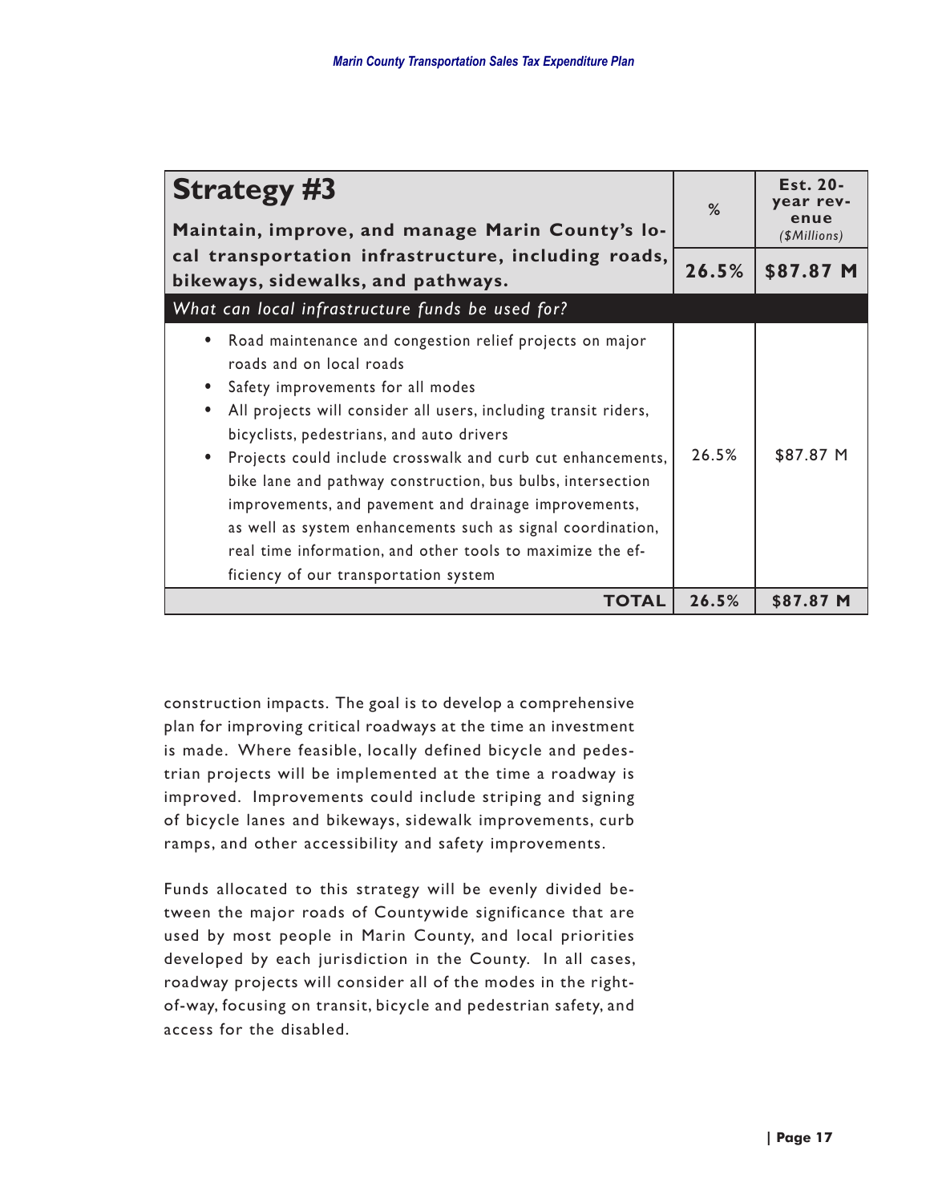| **Strategy #3**<br>**Maintain, improve, and manage Marin County's local transportation infrastructure, including roads, bikeways, sidewalks, and pathways.** | **%** | **Est. 20-year revenue** *($Millions)* |
|---|---|---|
| | **26.5%** | **$87.87 M** |
| *What can local infrastructure funds be used for?* | | |
| • Road maintenance and congestion relief projects on major roads and on local roads<br>• Safety improvements for all modes<br>• All projects will consider all users, including transit riders, bicyclists, pedestrians, and auto drivers<br>• Projects could include crosswalk and curb cut enhancements, bike lane and pathway construction, bus bulbs, intersection improvements, and pavement and drainage improvements, as well as system enhancements such as signal coordination, real time information, and other tools to maximize the efficiency of our transportation system | 26.5% | $87.87 M |
| **TOTAL** | **26.5%** | **$87.87 M** |

construction impacts. The goal is to develop a comprehensive plan for improving critical roadways at the time an investment is made. Where feasible, locally defined bicycle and pedestrian projects will be implemented at the time a roadway is improved. Improvements could include striping and signing of bicycle lanes and bikeways, sidewalk improvements, curb ramps, and other accessibility and safety improvements.

Funds allocated to this strategy will be evenly divided between the major roads of Countywide significance that are used by most people in Marin County, and local priorities developed by each jurisdiction in the County. In all cases, roadway projects will consider all of the modes in the right-of-way, focusing on transit, bicycle and pedestrian safety, and access for the disabled.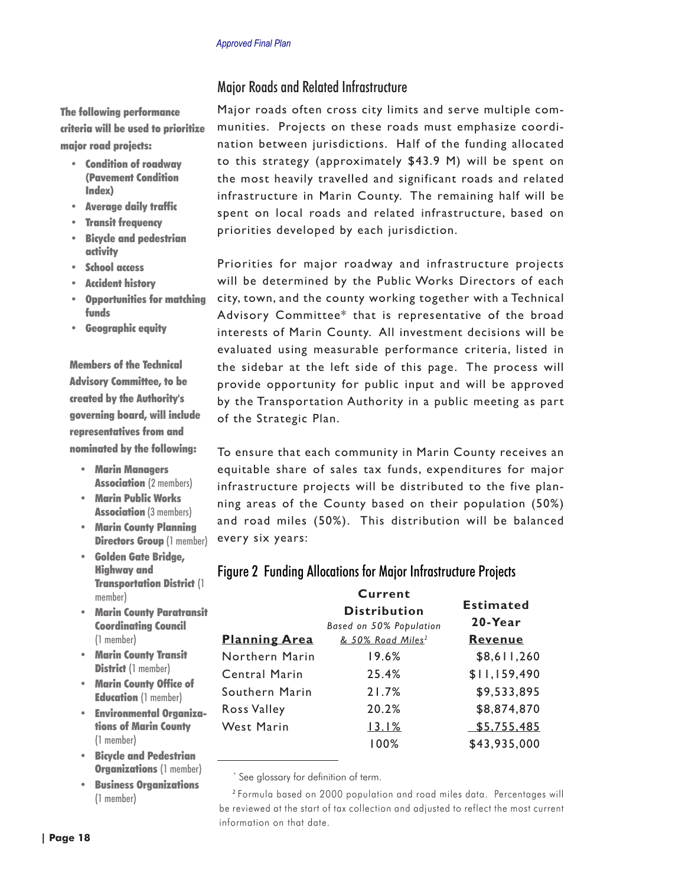## Major Roads and Related Infrastructure

Major roads often cross city limits and serve multiple communities. Projects on these roads must emphasize coordination between jurisdictions. Half of the funding allocated to this strategy (approximately $43.9 M) will be spent on the most heavily travelled and significant roads and related infrastructure in Marin County. The remaining half will be spent on local roads and related infrastructure, based on priorities developed by each jurisdiction.

Priorities for major roadway and infrastructure projects will be determined by the Public Works Directors of each city, town, and the county working together with a Technical Advisory Committee* that is representative of the broad interests of Marin County. All investment decisions will be evaluated using measurable performance criteria, listed in the sidebar at the left side of this page. The process will provide opportunity for public input and will be approved by the Transportation Authority in a public meeting as part of the Strategic Plan.

To ensure that each community in Marin County receives an equitable share of sales tax funds, expenditures for major infrastructure projects will be distributed to the five planning areas of the County based on their population (50%) and road miles (50%). This distribution will be balanced every six years:

### Figure 2 Funding Allocations for Major Infrastructure Projects

| Planning Area | Current Distribution *Based on 50% Population & 50% Road Miles*[2] | Estimated 20-Year Revenue |
|---|---|---|
| Northern Marin | 19.6% | $8,611,260 |
| Central Marin | 25.4% | $11,159,490 |
| Southern Marin | 21.7% | $9,533,895 |
| Ross Valley | 20.2% | $8,874,870 |
| West Marin | 13.1% | $5,755,485 |
| | 100% | $43,935,000 |

**The following performance criteria will be used to prioritize major road projects:**

- **Condition of roadway (Pavement Condition Index)**
- **Average daily traffic**
- **Transit frequency**
- **Bicycle and pedestrian activity**
- **School access**
- **Accident history**
- **Opportunities for matching funds**
- **Geographic equity**

**Members of the Technical Advisory Committee, to be created by the Authority's governing board, will include representatives from and nominated by the following:**

- **Marin Managers Association** (2 members)
- **Marin Public Works Association** (3 members)
- **Marin County Planning Directors Group** (1 member)
- **Golden Gate Bridge, Highway and Transportation District** (1 member)
- **Marin County Paratransit Coordinating Council** (1 member)
- **Marin County Transit District** (1 member)
- **Marin County Office of Education** (1 member)
- **Environmental Organizations of Marin County** (1 member)
- **Bicycle and Pedestrian Organizations** (1 member)
- **Business Organizations** (1 member)

---

* See glossary for definition of term.

[2] Formula based on 2000 population and road miles data. Percentages will be reviewed at the start of tax collection and adjusted to reflect the most current information on that date.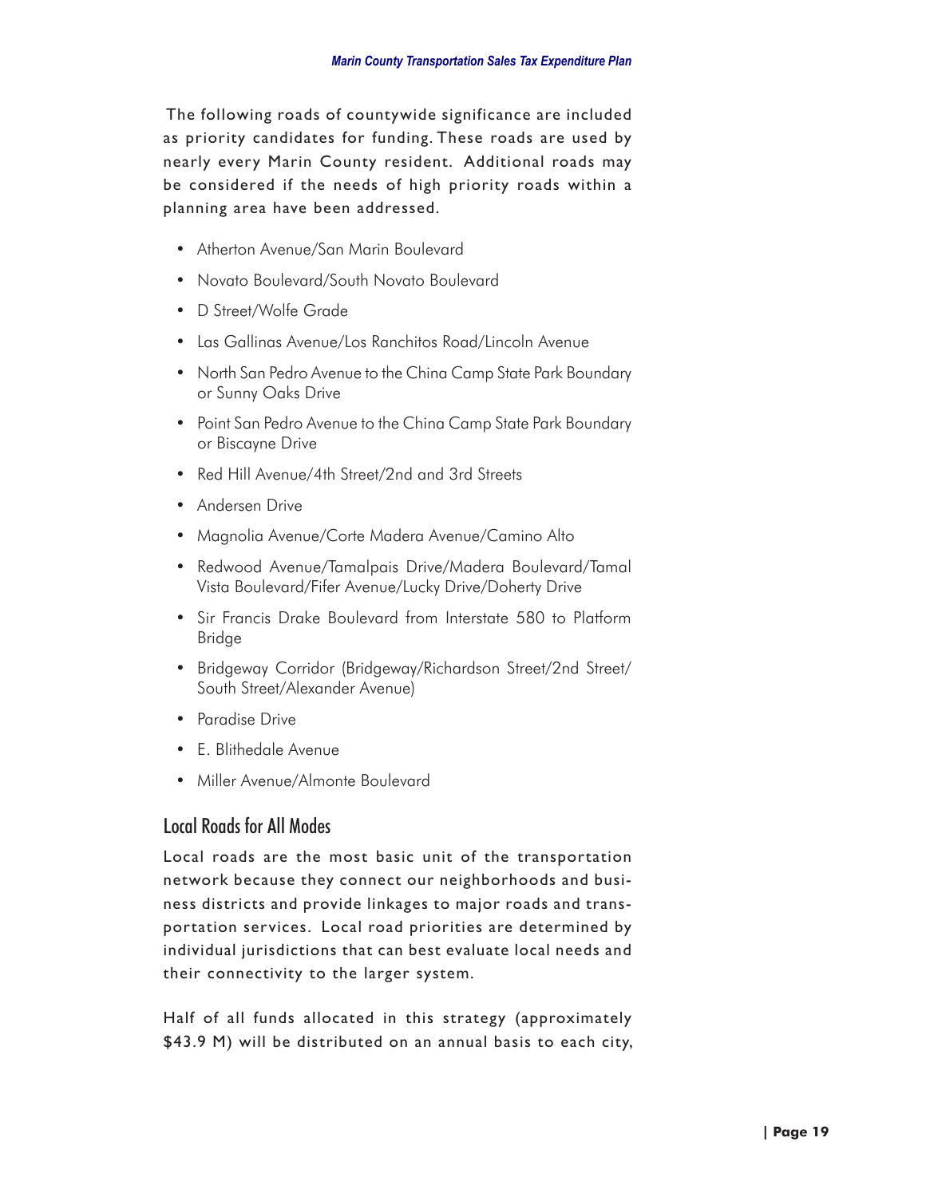The following roads of countywide significance are included as priority candidates for funding. These roads are used by nearly every Marin County resident. Additional roads may be considered if the needs of high priority roads within a planning area have been addressed.

- Atherton Avenue/San Marin Boulevard
- Novato Boulevard/South Novato Boulevard
- D Street/Wolfe Grade
- Las Gallinas Avenue/Los Ranchitos Road/Lincoln Avenue
- North San Pedro Avenue to the China Camp State Park Boundary or Sunny Oaks Drive
- Point San Pedro Avenue to the China Camp State Park Boundary or Biscayne Drive
- Red Hill Avenue/4th Street/2nd and 3rd Streets
- Andersen Drive
- Magnolia Avenue/Corte Madera Avenue/Camino Alto
- Redwood Avenue/Tamalpais Drive/Madera Boulevard/Tamal Vista Boulevard/Fifer Avenue/Lucky Drive/Doherty Drive
- Sir Francis Drake Boulevard from Interstate 580 to Platform Bridge
- Bridgeway Corridor (Bridgeway/Richardson Street/2nd Street/South Street/Alexander Avenue)
- Paradise Drive
- E. Blithedale Avenue
- Miller Avenue/Almonte Boulevard

## Local Roads for All Modes

Local roads are the most basic unit of the transportation network because they connect our neighborhoods and business districts and provide linkages to major roads and transportation services. Local road priorities are determined by individual jurisdictions that can best evaluate local needs and their connectivity to the larger system.

Half of all funds allocated in this strategy (approximately $43.9 M) will be distributed on an annual basis to each city,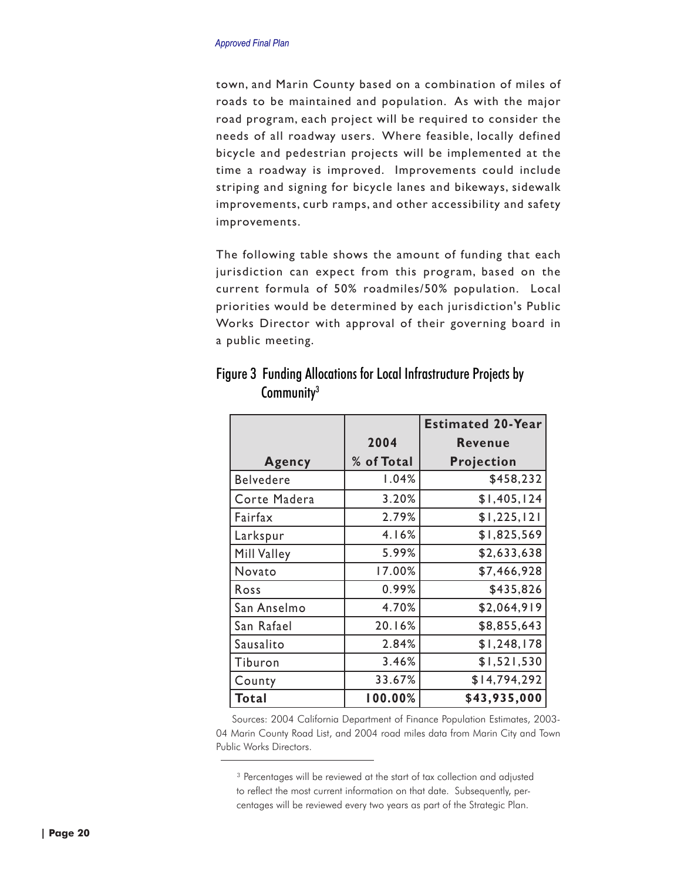town, and Marin County based on a combination of miles of roads to be maintained and population. As with the major road program, each project will be required to consider the needs of all roadway users. Where feasible, locally defined bicycle and pedestrian projects will be implemented at the time a roadway is improved. Improvements could include striping and signing for bicycle lanes and bikeways, sidewalk improvements, curb ramps, and other accessibility and safety improvements.

The following table shows the amount of funding that each jurisdiction can expect from this program, based on the current formula of 50% roadmiles/50% population. Local priorities would be determined by each jurisdiction's Public Works Director with approval of their governing board in a public meeting.

## Figure 3 Funding Allocations for Local Infrastructure Projects by Community[3]

| Agency | 2004 % of Total | Estimated 20-Year Revenue Projection |
|---|---:|---:|
| Belvedere | 1.04% | $458,232 |
| Corte Madera | 3.20% | $1,405,124 |
| Fairfax | 2.79% | $1,225,121 |
| Larkspur | 4.16% | $1,825,569 |
| Mill Valley | 5.99% | $2,633,638 |
| Novato | 17.00% | $7,466,928 |
| Ross | 0.99% | $435,826 |
| San Anselmo | 4.70% | $2,064,919 |
| San Rafael | 20.16% | $8,855,643 |
| Sausalito | 2.84% | $1,248,178 |
| Tiburon | 3.46% | $1,521,530 |
| County | 33.67% | $14,794,292 |
| **Total** | **100.00%** | **$43,935,000** |

Sources: 2004 California Department of Finance Population Estimates, 2003-04 Marin County Road List, and 2004 road miles data from Marin City and Town Public Works Directors.

[3] Percentages will be reviewed at the start of tax collection and adjusted to reflect the most current information on that date. Subsequently, percentages will be reviewed every two years as part of the Strategic Plan.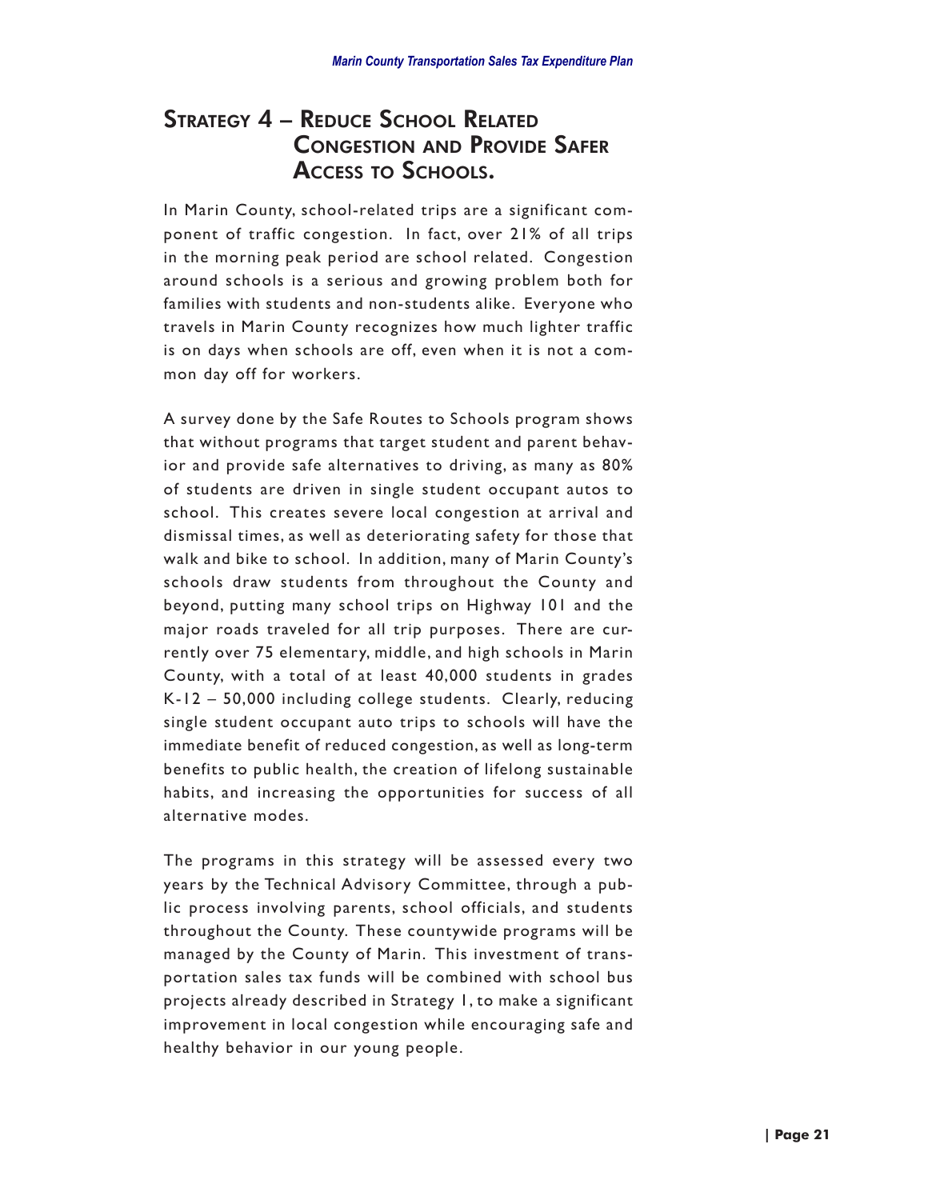## Strategy 4 – Reduce School Related Congestion and Provide Safer Access to Schools.

In Marin County, school-related trips are a significant component of traffic congestion. In fact, over 21% of all trips in the morning peak period are school related. Congestion around schools is a serious and growing problem both for families with students and non-students alike. Everyone who travels in Marin County recognizes how much lighter traffic is on days when schools are off, even when it is not a common day off for workers.

A survey done by the Safe Routes to Schools program shows that without programs that target student and parent behavior and provide safe alternatives to driving, as many as 80% of students are driven in single student occupant autos to school. This creates severe local congestion at arrival and dismissal times, as well as deteriorating safety for those that walk and bike to school. In addition, many of Marin County's schools draw students from throughout the County and beyond, putting many school trips on Highway 101 and the major roads traveled for all trip purposes. There are currently over 75 elementary, middle, and high schools in Marin County, with a total of at least 40,000 students in grades K-12 – 50,000 including college students. Clearly, reducing single student occupant auto trips to schools will have the immediate benefit of reduced congestion, as well as long-term benefits to public health, the creation of lifelong sustainable habits, and increasing the opportunities for success of all alternative modes.

The programs in this strategy will be assessed every two years by the Technical Advisory Committee, through a public process involving parents, school officials, and students throughout the County. These countywide programs will be managed by the County of Marin. This investment of transportation sales tax funds will be combined with school bus projects already described in Strategy 1, to make a significant improvement in local congestion while encouraging safe and healthy behavior in our young people.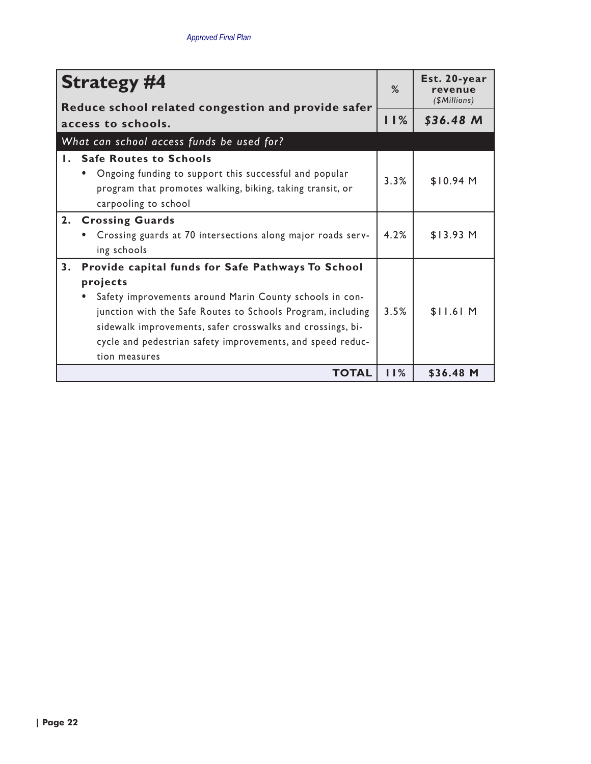| **Strategy #4** <br> **Reduce school related congestion and provide safer access to schools.** | **%** | **Est. 20-year revenue** *($Millions)* |
|---|---|---|
| | **11%** | ***$36.48 M*** |
| *What can school access funds be used for?* | | |
| **1. Safe Routes to Schools** <br> • Ongoing funding to support this successful and popular program that promotes walking, biking, taking transit, or carpooling to school | 3.3% | $10.94 M |
| **2. Crossing Guards** <br> • Crossing guards at 70 intersections along major roads serving schools | 4.2% | $13.93 M |
| **3. Provide capital funds for Safe Pathways To School projects** <br> • Safety improvements around Marin County schools in conjunction with the Safe Routes to Schools Program, including sidewalk improvements, safer crosswalks and crossings, bicycle and pedestrian safety improvements, and speed reduction measures | 3.5% | $11.61 M |
| **TOTAL** | **11%** | **$36.48 M** |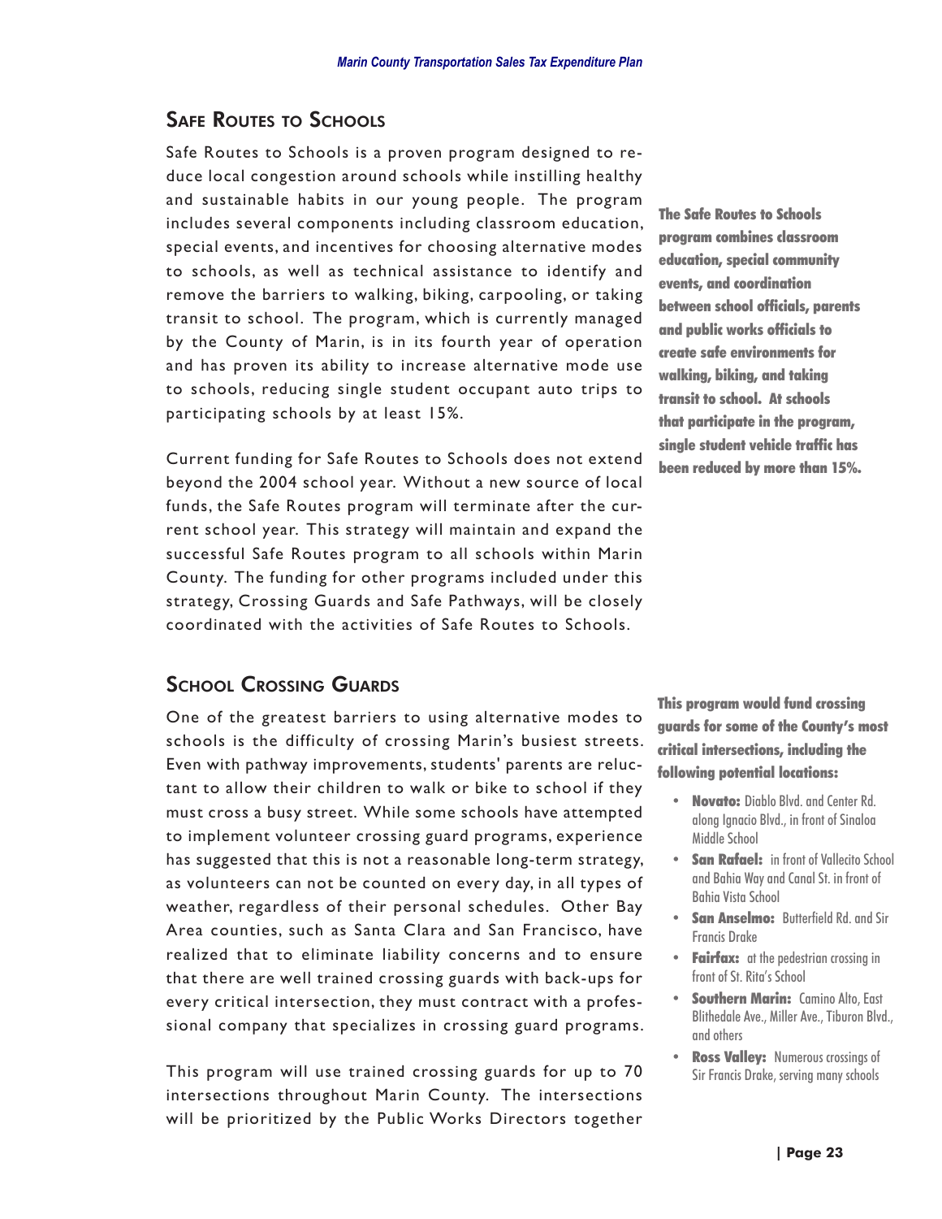## Safe Routes to Schools

Safe Routes to Schools is a proven program designed to reduce local congestion around schools while instilling healthy and sustainable habits in our young people. The program includes several components including classroom education, special events, and incentives for choosing alternative modes to schools, as well as technical assistance to identify and remove the barriers to walking, biking, carpooling, or taking transit to school. The program, which is currently managed by the County of Marin, is in its fourth year of operation and has proven its ability to increase alternative mode use to schools, reducing single student occupant auto trips to participating schools by at least 15%.

**The Safe Routes to Schools program combines classroom education, special community events, and coordination between school officials, parents and public works officials to create safe environments for walking, biking, and taking transit to school. At schools that participate in the program, single student vehicle traffic has been reduced by more than 15%.**

Current funding for Safe Routes to Schools does not extend beyond the 2004 school year. Without a new source of local funds, the Safe Routes program will terminate after the current school year. This strategy will maintain and expand the successful Safe Routes program to all schools within Marin County. The funding for other programs included under this strategy, Crossing Guards and Safe Pathways, will be closely coordinated with the activities of Safe Routes to Schools.

## School Crossing Guards

One of the greatest barriers to using alternative modes to schools is the difficulty of crossing Marin's busiest streets. Even with pathway improvements, students' parents are reluctant to allow their children to walk or bike to school if they must cross a busy street. While some schools have attempted to implement volunteer crossing guard programs, experience has suggested that this is not a reasonable long-term strategy, as volunteers can not be counted on every day, in all types of weather, regardless of their personal schedules. Other Bay Area counties, such as Santa Clara and San Francisco, have realized that to eliminate liability concerns and to ensure that there are well trained crossing guards with back-ups for every critical intersection, they must contract with a professional company that specializes in crossing guard programs.

**This program would fund crossing guards for some of the County's most critical intersections, including the following potential locations:**

- **Novato:** Diablo Blvd. and Center Rd. along Ignacio Blvd., in front of Sinaloa Middle School
- **San Rafael:** in front of Vallecito School and Bahia Way and Canal St. in front of Bahia Vista School
- **San Anselmo:** Butterfield Rd. and Sir Francis Drake
- **Fairfax:** at the pedestrian crossing in front of St. Rita's School
- **Southern Marin:** Camino Alto, East Blithedale Ave., Miller Ave., Tiburon Blvd., and others
- **Ross Valley:** Numerous crossings of Sir Francis Drake, serving many schools

This program will use trained crossing guards for up to 70 intersections throughout Marin County. The intersections will be prioritized by the Public Works Directors together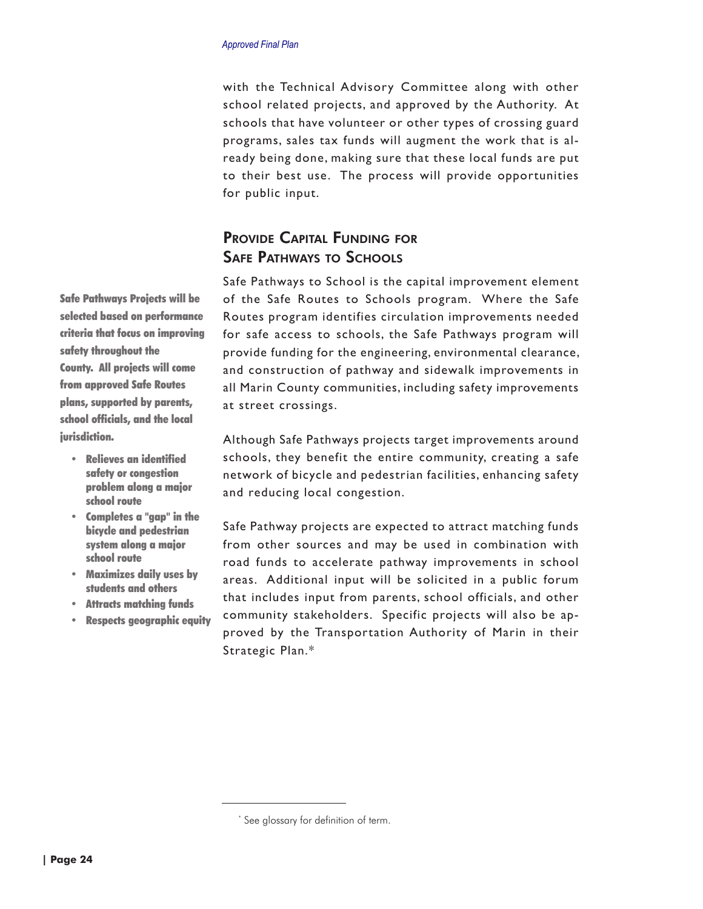with the Technical Advisory Committee along with other school related projects, and approved by the Authority. At schools that have volunteer or other types of crossing guard programs, sales tax funds will augment the work that is already being done, making sure that these local funds are put to their best use. The process will provide opportunities for public input.

## Provide Capital Funding for Safe Pathways to Schools

**Safe Pathways Projects will be selected based on performance criteria that focus on improving safety throughout the County. All projects will come from approved Safe Routes plans, supported by parents, school officials, and the local jurisdiction.**

- **Relieves an identified safety or congestion problem along a major school route**
- **Completes a "gap" in the bicycle and pedestrian system along a major school route**
- **Maximizes daily uses by students and others**
- **Attracts matching funds**
- **Respects geographic equity**

Safe Pathways to School is the capital improvement element of the Safe Routes to Schools program. Where the Safe Routes program identifies circulation improvements needed for safe access to schools, the Safe Pathways program will provide funding for the engineering, environmental clearance, and construction of pathway and sidewalk improvements in all Marin County communities, including safety improvements at street crossings.

Although Safe Pathways projects target improvements around schools, they benefit the entire community, creating a safe network of bicycle and pedestrian facilities, enhancing safety and reducing local congestion.

Safe Pathway projects are expected to attract matching funds from other sources and may be used in combination with road funds to accelerate pathway improvements in school areas. Additional input will be solicited in a public forum that includes input from parents, school officials, and other community stakeholders. Specific projects will also be approved by the Transportation Authority of Marin in their Strategic Plan.*

---

* See glossary for definition of term.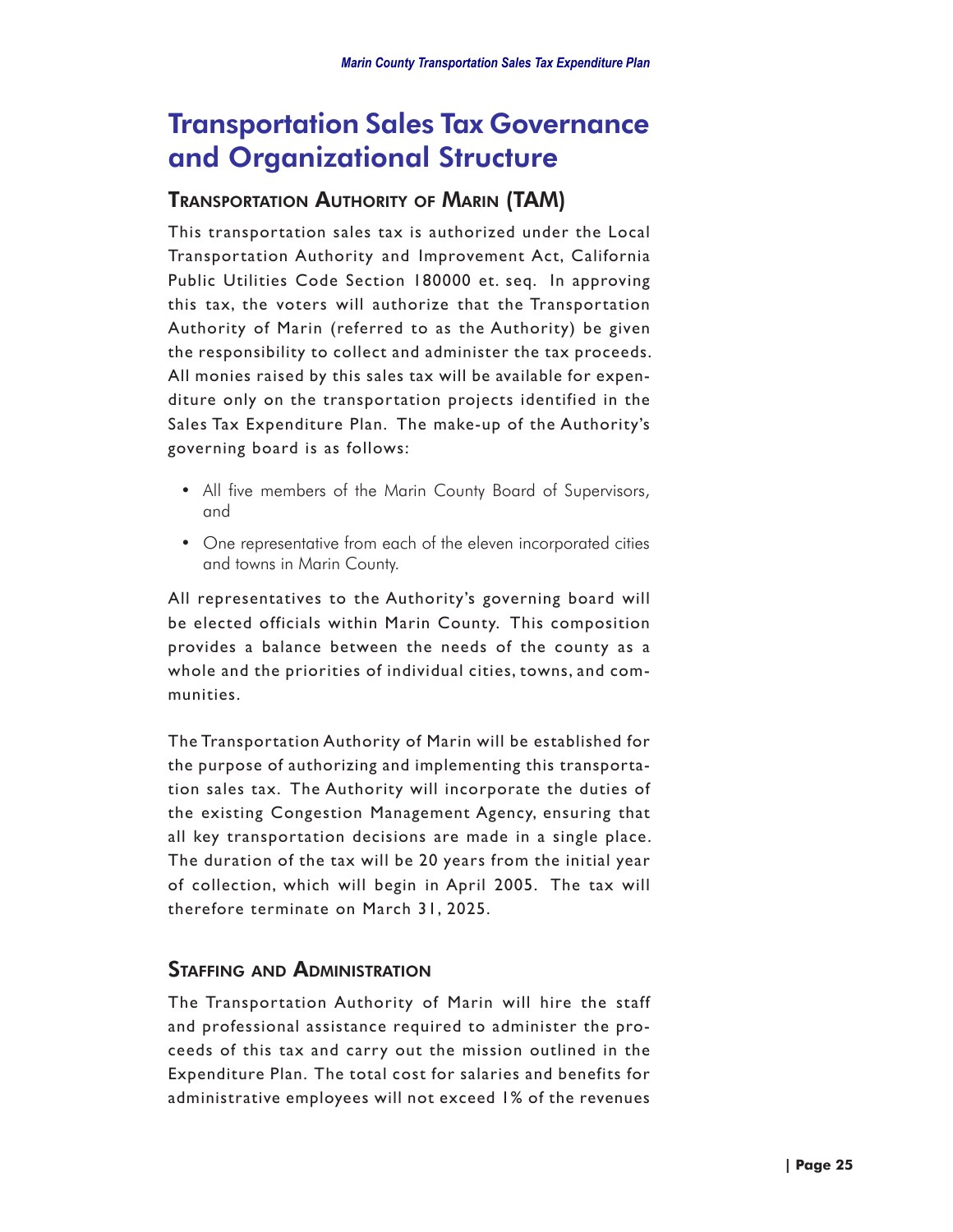# Transportation Sales Tax Governance and Organizational Structure

## Transportation Authority of Marin (TAM)

This transportation sales tax is authorized under the Local Transportation Authority and Improvement Act, California Public Utilities Code Section 180000 et. seq. In approving this tax, the voters will authorize that the Transportation Authority of Marin (referred to as the Authority) be given the responsibility to collect and administer the tax proceeds. All monies raised by this sales tax will be available for expenditure only on the transportation projects identified in the Sales Tax Expenditure Plan. The make-up of the Authority's governing board is as follows:

- All five members of the Marin County Board of Supervisors, and
- One representative from each of the eleven incorporated cities and towns in Marin County.

All representatives to the Authority's governing board will be elected officials within Marin County. This composition provides a balance between the needs of the county as a whole and the priorities of individual cities, towns, and communities.

The Transportation Authority of Marin will be established for the purpose of authorizing and implementing this transportation sales tax. The Authority will incorporate the duties of the existing Congestion Management Agency, ensuring that all key transportation decisions are made in a single place. The duration of the tax will be 20 years from the initial year of collection, which will begin in April 2005. The tax will therefore terminate on March 31, 2025.

## Staffing and Administration

The Transportation Authority of Marin will hire the staff and professional assistance required to administer the proceeds of this tax and carry out the mission outlined in the Expenditure Plan. The total cost for salaries and benefits for administrative employees will not exceed 1% of the revenues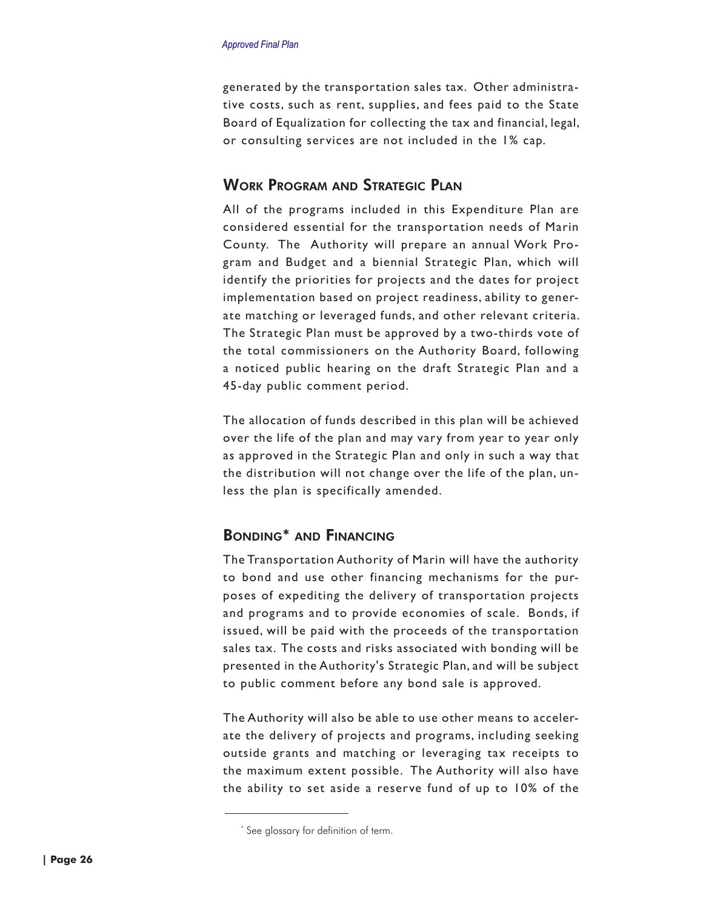generated by the transportation sales tax. Other administrative costs, such as rent, supplies, and fees paid to the State Board of Equalization for collecting the tax and financial, legal, or consulting services are not included in the 1% cap.

## Work Program and Strategic Plan

All of the programs included in this Expenditure Plan are considered essential for the transportation needs of Marin County. The Authority will prepare an annual Work Program and Budget and a biennial Strategic Plan, which will identify the priorities for projects and the dates for project implementation based on project readiness, ability to generate matching or leveraged funds, and other relevant criteria. The Strategic Plan must be approved by a two-thirds vote of the total commissioners on the Authority Board, following a noticed public hearing on the draft Strategic Plan and a 45-day public comment period.

The allocation of funds described in this plan will be achieved over the life of the plan and may vary from year to year only as approved in the Strategic Plan and only in such a way that the distribution will not change over the life of the plan, unless the plan is specifically amended.

## Bonding* and Financing

The Transportation Authority of Marin will have the authority to bond and use other financing mechanisms for the purposes of expediting the delivery of transportation projects and programs and to provide economies of scale. Bonds, if issued, will be paid with the proceeds of the transportation sales tax. The costs and risks associated with bonding will be presented in the Authority's Strategic Plan, and will be subject to public comment before any bond sale is approved.

The Authority will also be able to use other means to accelerate the delivery of projects and programs, including seeking outside grants and matching or leveraging tax receipts to the maximum extent possible. The Authority will also have the ability to set aside a reserve fund of up to 10% of the

* See glossary for definition of term.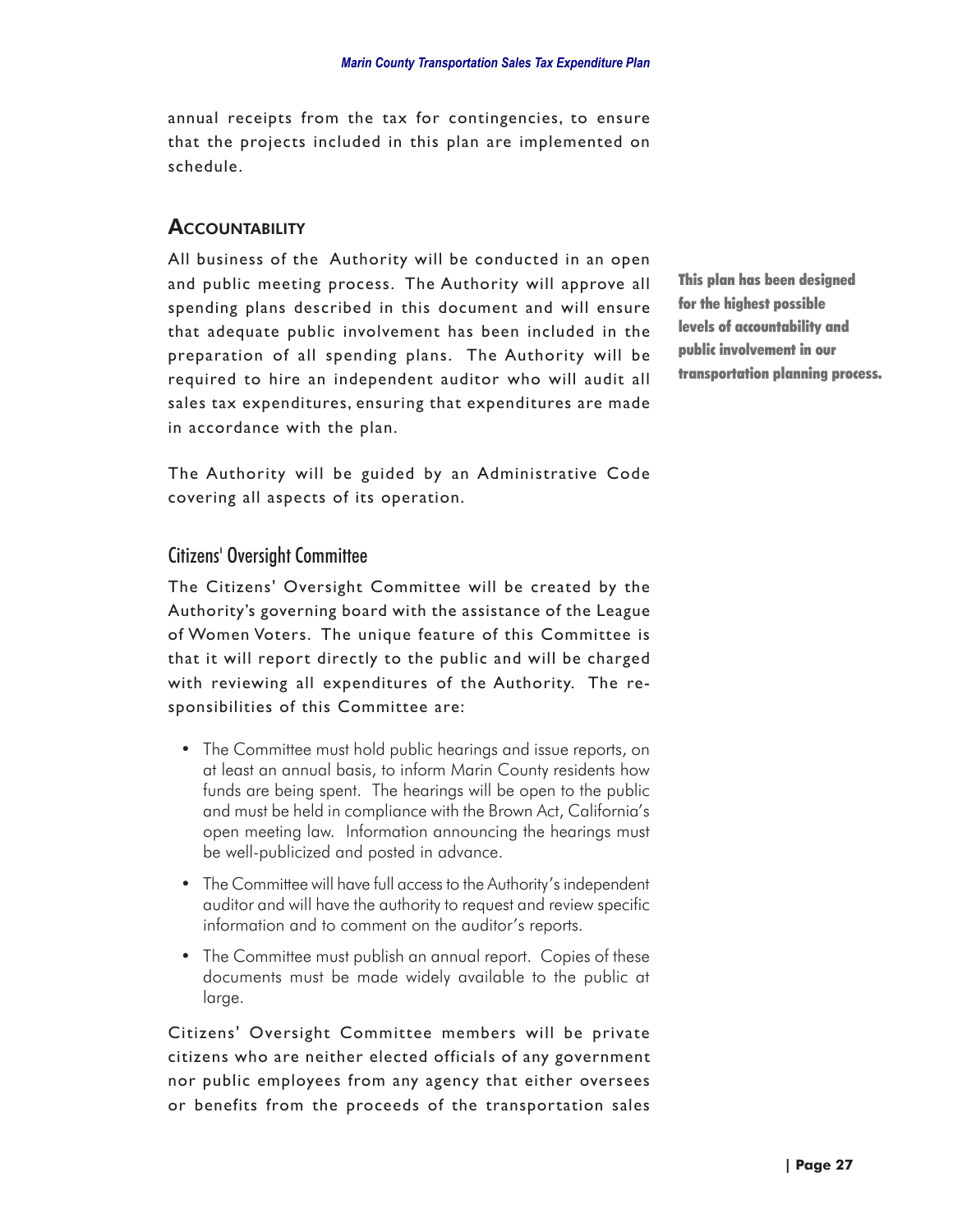annual receipts from the tax for contingencies, to ensure that the projects included in this plan are implemented on schedule.

## Accountability

All business of the Authority will be conducted in an open and public meeting process. The Authority will approve all spending plans described in this document and will ensure that adequate public involvement has been included in the preparation of all spending plans. The Authority will be required to hire an independent auditor who will audit all sales tax expenditures, ensuring that expenditures are made in accordance with the plan.

**This plan has been designed for the highest possible levels of accountability and public involvement in our transportation planning process.**

The Authority will be guided by an Administrative Code covering all aspects of its operation.

### Citizens' Oversight Committee

The Citizens' Oversight Committee will be created by the Authority's governing board with the assistance of the League of Women Voters. The unique feature of this Committee is that it will report directly to the public and will be charged with reviewing all expenditures of the Authority. The responsibilities of this Committee are:

- The Committee must hold public hearings and issue reports, on at least an annual basis, to inform Marin County residents how funds are being spent. The hearings will be open to the public and must be held in compliance with the Brown Act, California's open meeting law. Information announcing the hearings must be well-publicized and posted in advance.
- The Committee will have full access to the Authority's independent auditor and will have the authority to request and review specific information and to comment on the auditor's reports.
- The Committee must publish an annual report. Copies of these documents must be made widely available to the public at large.

Citizens' Oversight Committee members will be private citizens who are neither elected officials of any government nor public employees from any agency that either oversees or benefits from the proceeds of the transportation sales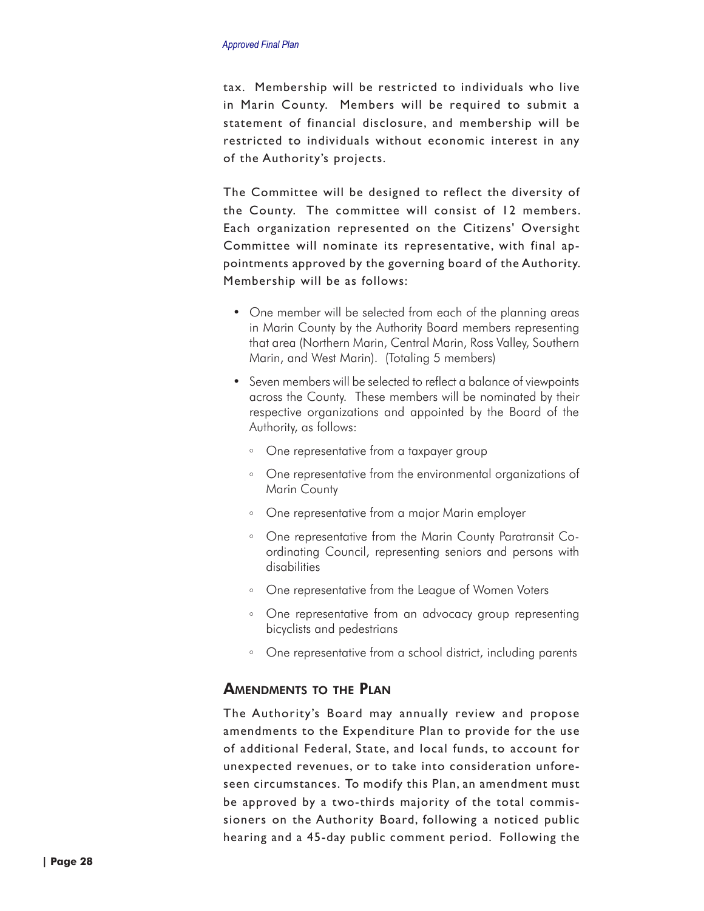tax. Membership will be restricted to individuals who live in Marin County. Members will be required to submit a statement of financial disclosure, and membership will be restricted to individuals without economic interest in any of the Authority's projects.

The Committee will be designed to reflect the diversity of the County. The committee will consist of 12 members. Each organization represented on the Citizens' Oversight Committee will nominate its representative, with final appointments approved by the governing board of the Authority. Membership will be as follows:

- One member will be selected from each of the planning areas in Marin County by the Authority Board members representing that area (Northern Marin, Central Marin, Ross Valley, Southern Marin, and West Marin). (Totaling 5 members)
- Seven members will be selected to reflect a balance of viewpoints across the County. These members will be nominated by their respective organizations and appointed by the Board of the Authority, as follows:
  - One representative from a taxpayer group
  - One representative from the environmental organizations of Marin County
  - One representative from a major Marin employer
  - One representative from the Marin County Paratransit Coordinating Council, representing seniors and persons with disabilities
  - One representative from the League of Women Voters
  - One representative from an advocacy group representing bicyclists and pedestrians
  - One representative from a school district, including parents

## Amendments to the Plan

The Authority's Board may annually review and propose amendments to the Expenditure Plan to provide for the use of additional Federal, State, and local funds, to account for unexpected revenues, or to take into consideration unforeseen circumstances. To modify this Plan, an amendment must be approved by a two-thirds majority of the total commissioners on the Authority Board, following a noticed public hearing and a 45-day public comment period. Following the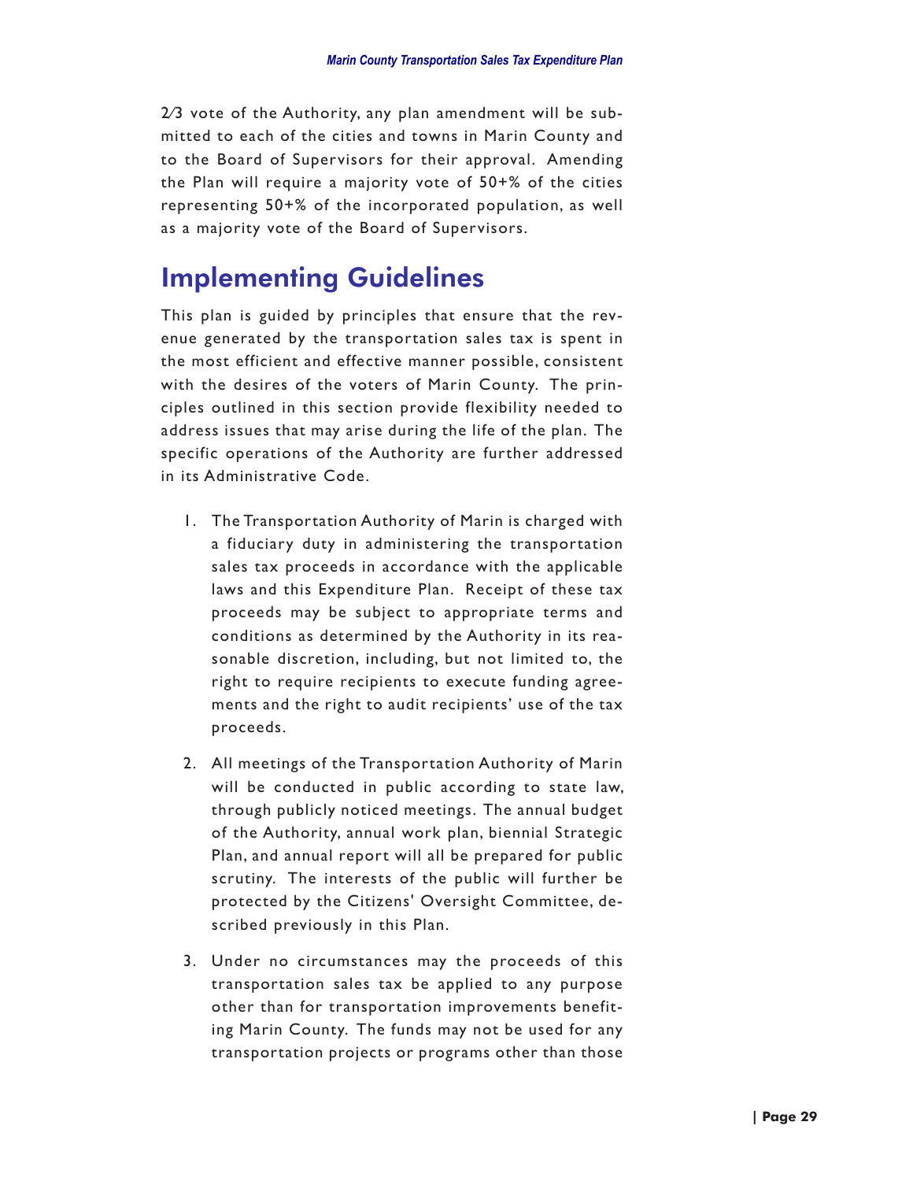2/3 vote of the Authority, any plan amendment will be submitted to each of the cities and towns in Marin County and to the Board of Supervisors for their approval. Amending the Plan will require a majority vote of 50+% of the cities representing 50+% of the incorporated population, as well as a majority vote of the Board of Supervisors.

## Implementing Guidelines

This plan is guided by principles that ensure that the revenue generated by the transportation sales tax is spent in the most efficient and effective manner possible, consistent with the desires of the voters of Marin County. The principles outlined in this section provide flexibility needed to address issues that may arise during the life of the plan. The specific operations of the Authority are further addressed in its Administrative Code.

1. The Transportation Authority of Marin is charged with a fiduciary duty in administering the transportation sales tax proceeds in accordance with the applicable laws and this Expenditure Plan. Receipt of these tax proceeds may be subject to appropriate terms and conditions as determined by the Authority in its reasonable discretion, including, but not limited to, the right to require recipients to execute funding agreements and the right to audit recipients' use of the tax proceeds.

2. All meetings of the Transportation Authority of Marin will be conducted in public according to state law, through publicly noticed meetings. The annual budget of the Authority, annual work plan, biennial Strategic Plan, and annual report will all be prepared for public scrutiny. The interests of the public will further be protected by the Citizens' Oversight Committee, described previously in this Plan.

3. Under no circumstances may the proceeds of this transportation sales tax be applied to any purpose other than for transportation improvements benefiting Marin County. The funds may not be used for any transportation projects or programs other than those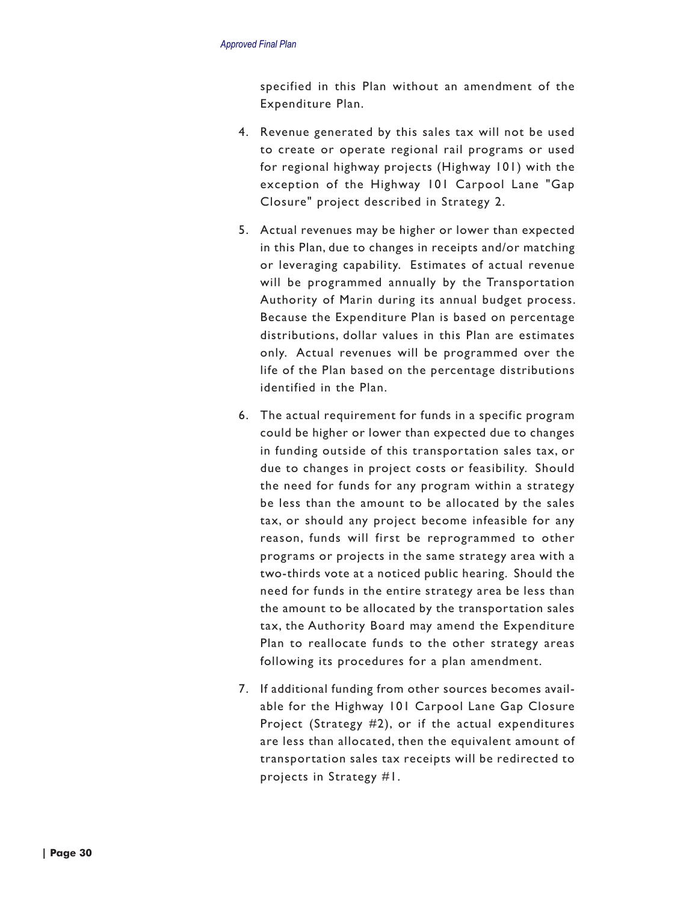specified in this Plan without an amendment of the Expenditure Plan.

4. Revenue generated by this sales tax will not be used to create or operate regional rail programs or used for regional highway projects (Highway 101) with the exception of the Highway 101 Carpool Lane "Gap Closure" project described in Strategy 2.

5. Actual revenues may be higher or lower than expected in this Plan, due to changes in receipts and/or matching or leveraging capability. Estimates of actual revenue will be programmed annually by the Transportation Authority of Marin during its annual budget process. Because the Expenditure Plan is based on percentage distributions, dollar values in this Plan are estimates only. Actual revenues will be programmed over the life of the Plan based on the percentage distributions identified in the Plan.

6. The actual requirement for funds in a specific program could be higher or lower than expected due to changes in funding outside of this transportation sales tax, or due to changes in project costs or feasibility. Should the need for funds for any program within a strategy be less than the amount to be allocated by the sales tax, or should any project become infeasible for any reason, funds will first be reprogrammed to other programs or projects in the same strategy area with a two-thirds vote at a noticed public hearing. Should the need for funds in the entire strategy area be less than the amount to be allocated by the transportation sales tax, the Authority Board may amend the Expenditure Plan to reallocate funds to the other strategy areas following its procedures for a plan amendment.

7. If additional funding from other sources becomes available for the Highway 101 Carpool Lane Gap Closure Project (Strategy #2), or if the actual expenditures are less than allocated, then the equivalent amount of transportation sales tax receipts will be redirected to projects in Strategy #1.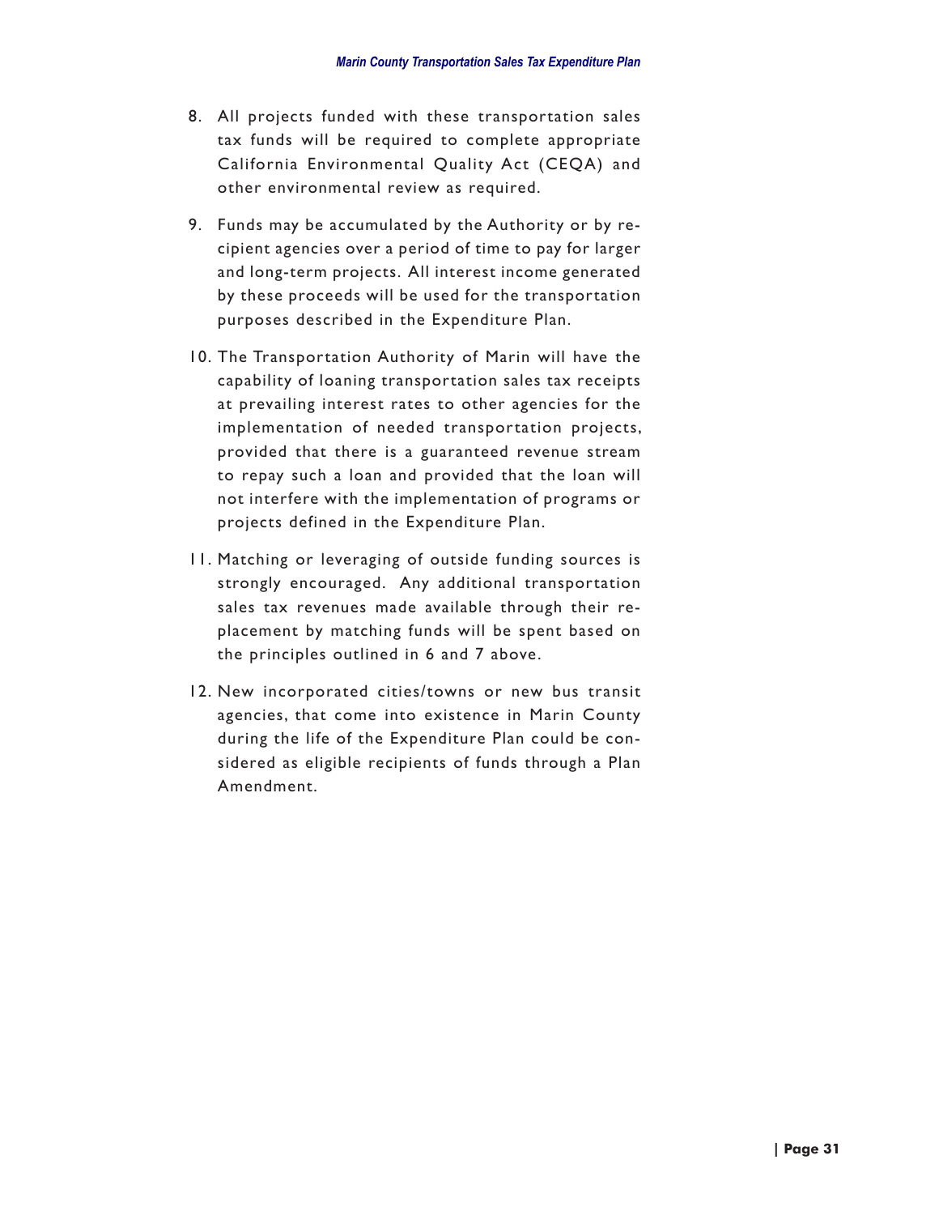8. All projects funded with these transportation sales tax funds will be required to complete appropriate California Environmental Quality Act (CEQA) and other environmental review as required.

9. Funds may be accumulated by the Authority or by recipient agencies over a period of time to pay for larger and long-term projects. All interest income generated by these proceeds will be used for the transportation purposes described in the Expenditure Plan.

10. The Transportation Authority of Marin will have the capability of loaning transportation sales tax receipts at prevailing interest rates to other agencies for the implementation of needed transportation projects, provided that there is a guaranteed revenue stream to repay such a loan and provided that the loan will not interfere with the implementation of programs or projects defined in the Expenditure Plan.

11. Matching or leveraging of outside funding sources is strongly encouraged. Any additional transportation sales tax revenues made available through their replacement by matching funds will be spent based on the principles outlined in 6 and 7 above.

12. New incorporated cities/towns or new bus transit agencies, that come into existence in Marin County during the life of the Expenditure Plan could be considered as eligible recipients of funds through a Plan Amendment.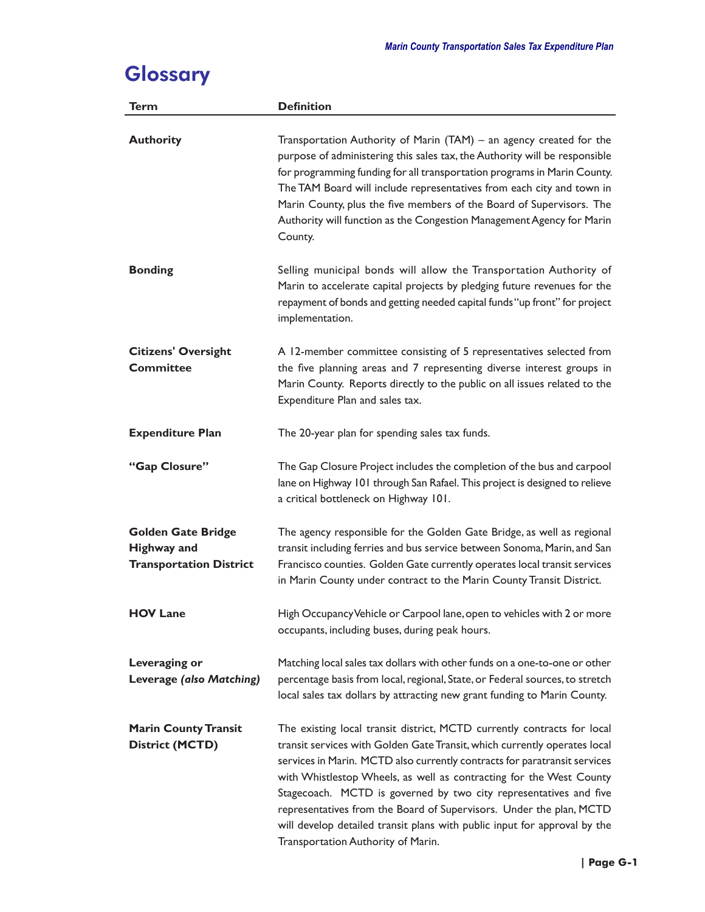# Glossary

| Term | Definition |
|---|---|
| **Authority** | Transportation Authority of Marin (TAM) – an agency created for the purpose of administering this sales tax, the Authority will be responsible for programming funding for all transportation programs in Marin County. The TAM Board will include representatives from each city and town in Marin County, plus the five members of the Board of Supervisors. The Authority will function as the Congestion Management Agency for Marin County. |
| **Bonding** | Selling municipal bonds will allow the Transportation Authority of Marin to accelerate capital projects by pledging future revenues for the repayment of bonds and getting needed capital funds "up front" for project implementation. |
| **Citizens' Oversight Committee** | A 12-member committee consisting of 5 representatives selected from the five planning areas and 7 representing diverse interest groups in Marin County. Reports directly to the public on all issues related to the Expenditure Plan and sales tax. |
| **Expenditure Plan** | The 20-year plan for spending sales tax funds. |
| **"Gap Closure"** | The Gap Closure Project includes the completion of the bus and carpool lane on Highway 101 through San Rafael. This project is designed to relieve a critical bottleneck on Highway 101. |
| **Golden Gate Bridge Highway and Transportation District** | The agency responsible for the Golden Gate Bridge, as well as regional transit including ferries and bus service between Sonoma, Marin, and San Francisco counties. Golden Gate currently operates local transit services in Marin County under contract to the Marin County Transit District. |
| **HOV Lane** | High Occupancy Vehicle or Carpool lane, open to vehicles with 2 or more occupants, including buses, during peak hours. |
| **Leveraging or Leverage *(also Matching)*** | Matching local sales tax dollars with other funds on a one-to-one or other percentage basis from local, regional, State, or Federal sources, to stretch local sales tax dollars by attracting new grant funding to Marin County. |
| **Marin County Transit District (MCTD)** | The existing local transit district, MCTD currently contracts for local transit services with Golden Gate Transit, which currently operates local services in Marin. MCTD also currently contracts for paratransit services with Whistlestop Wheels, as well as contracting for the West County Stagecoach. MCTD is governed by two city representatives and five representatives from the Board of Supervisors. Under the plan, MCTD will develop detailed transit plans with public input for approval by the Transportation Authority of Marin. |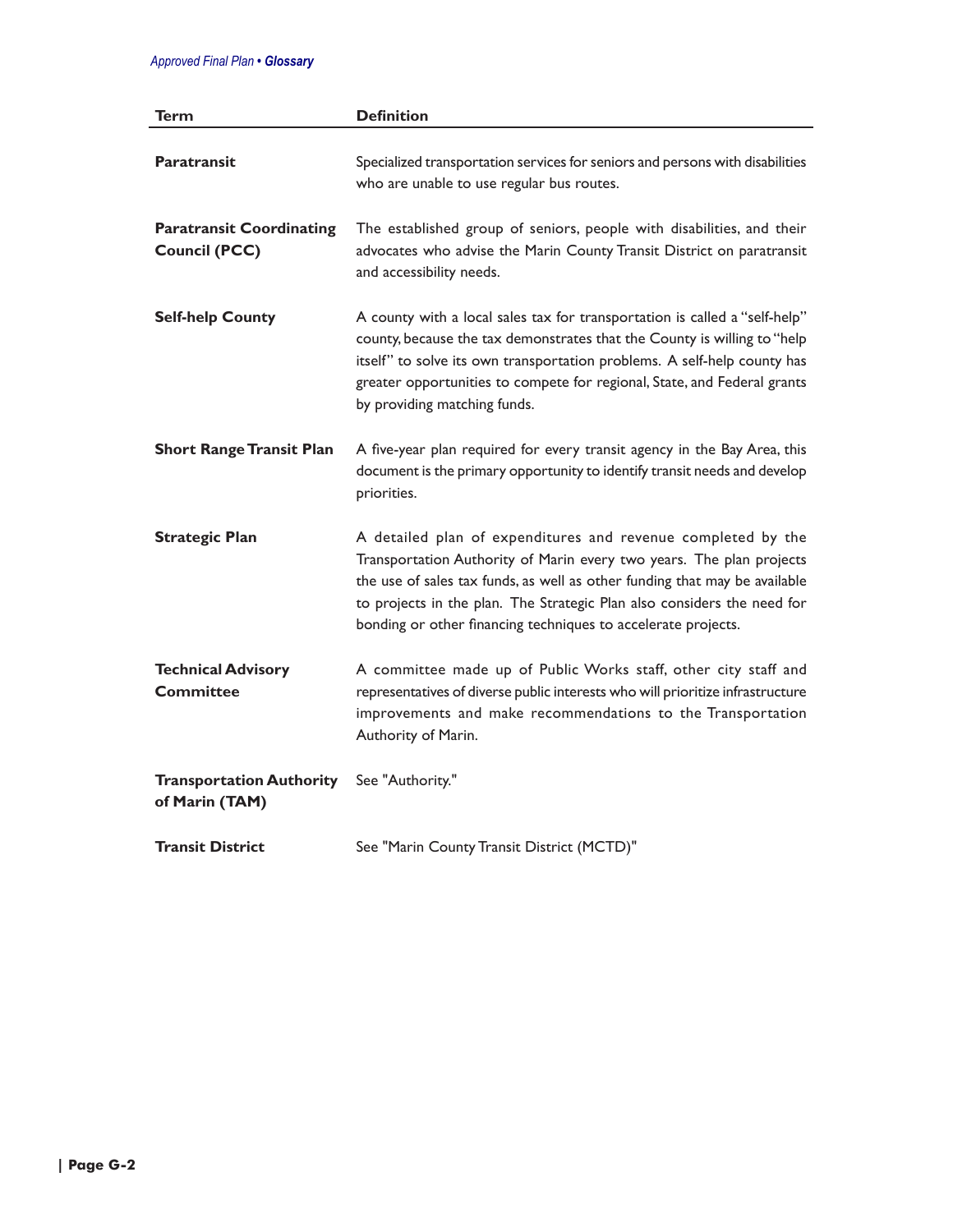| Term | Definition |
|---|---|
| **Paratransit** | Specialized transportation services for seniors and persons with disabilities who are unable to use regular bus routes. |
| **Paratransit Coordinating Council (PCC)** | The established group of seniors, people with disabilities, and their advocates who advise the Marin County Transit District on paratransit and accessibility needs. |
| **Self-help County** | A county with a local sales tax for transportation is called a "self-help" county, because the tax demonstrates that the County is willing to "help itself" to solve its own transportation problems. A self-help county has greater opportunities to compete for regional, State, and Federal grants by providing matching funds. |
| **Short Range Transit Plan** | A five-year plan required for every transit agency in the Bay Area, this document is the primary opportunity to identify transit needs and develop priorities. |
| **Strategic Plan** | A detailed plan of expenditures and revenue completed by the Transportation Authority of Marin every two years. The plan projects the use of sales tax funds, as well as other funding that may be available to projects in the plan. The Strategic Plan also considers the need for bonding or other financing techniques to accelerate projects. |
| **Technical Advisory Committee** | A committee made up of Public Works staff, other city staff and representatives of diverse public interests who will prioritize infrastructure improvements and make recommendations to the Transportation Authority of Marin. |
| **Transportation Authority of Marin (TAM)** | See "Authority." |
| **Transit District** | See "Marin County Transit District (MCTD)" |